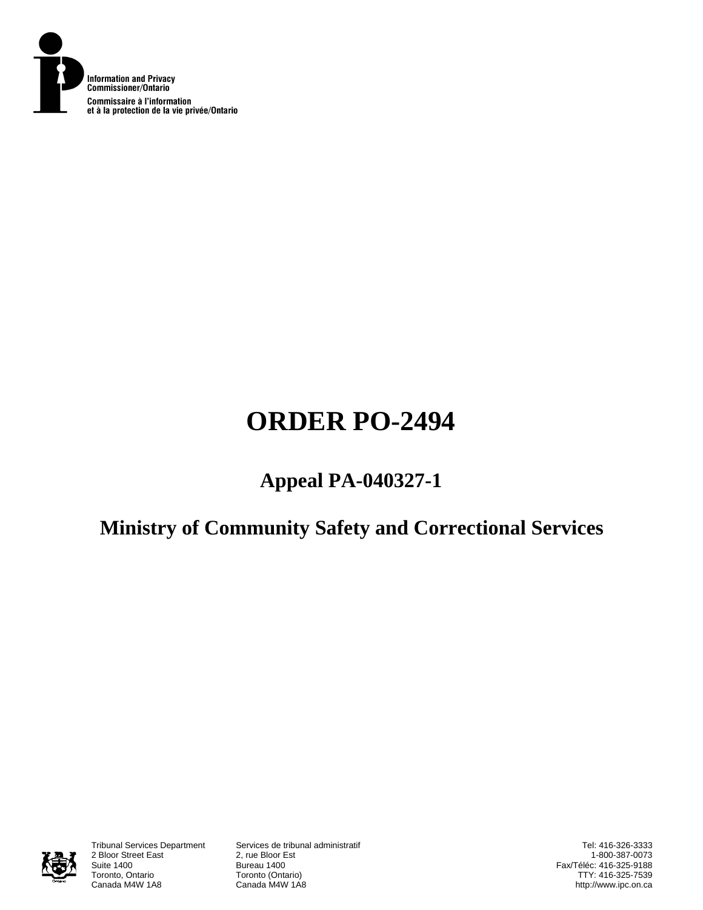Information and Privacy Commissioner/Ontario

Commissaire à l'information et à la protection de la vie privée/Ontario

# ORDER PO-2494

## Appeal PA-040327-1

## Ministry of Community Safety and Correctional Services

Tribunal Services Department
2 Bloor Street East
Suite 1400
Toronto, Ontario
Canada M4W 1A8

Services de tribunal administratif
2, rue Bloor Est
Bureau 1400
Toronto (Ontario)
Canada M4W 1A8

Tel: 416-326-3333
1-800-387-0073
Fax/Téléc: 416-325-9188
TTY: 416-325-7539
http://www.ipc.on.ca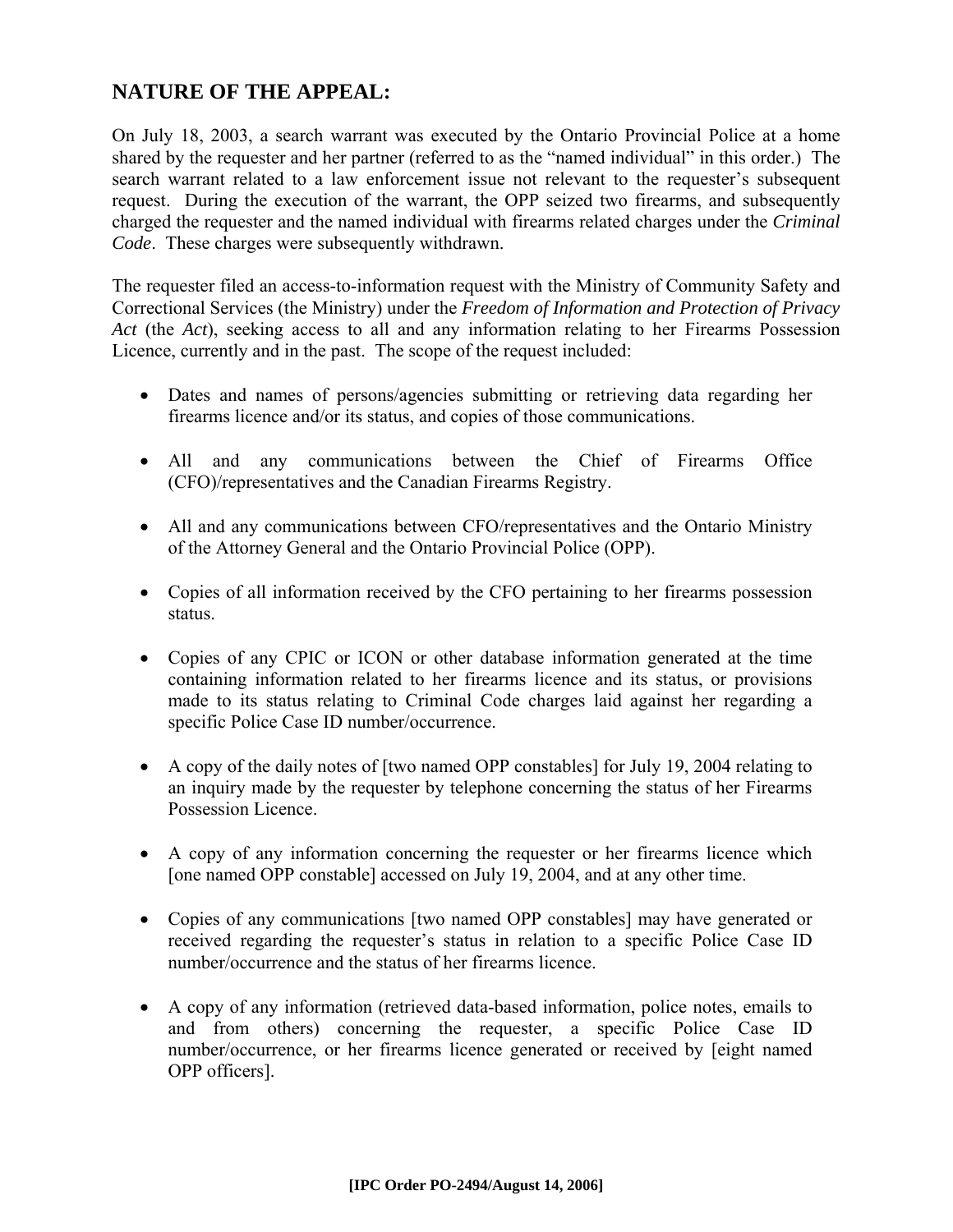## NATURE OF THE APPEAL:

On July 18, 2003, a search warrant was executed by the Ontario Provincial Police at a home shared by the requester and her partner (referred to as the "named individual" in this order.) The search warrant related to a law enforcement issue not relevant to the requester's subsequent request. During the execution of the warrant, the OPP seized two firearms, and subsequently charged the requester and the named individual with firearms related charges under the *Criminal Code*. These charges were subsequently withdrawn.

The requester filed an access-to-information request with the Ministry of Community Safety and Correctional Services (the Ministry) under the *Freedom of Information and Protection of Privacy Act* (the *Act*), seeking access to all and any information relating to her Firearms Possession Licence, currently and in the past. The scope of the request included:

- Dates and names of persons/agencies submitting or retrieving data regarding her firearms licence and/or its status, and copies of those communications.
- All and any communications between the Chief of Firearms Office (CFO)/representatives and the Canadian Firearms Registry.
- All and any communications between CFO/representatives and the Ontario Ministry of the Attorney General and the Ontario Provincial Police (OPP).
- Copies of all information received by the CFO pertaining to her firearms possession status.
- Copies of any CPIC or ICON or other database information generated at the time containing information related to her firearms licence and its status, or provisions made to its status relating to Criminal Code charges laid against her regarding a specific Police Case ID number/occurrence.
- A copy of the daily notes of [two named OPP constables] for July 19, 2004 relating to an inquiry made by the requester by telephone concerning the status of her Firearms Possession Licence.
- A copy of any information concerning the requester or her firearms licence which [one named OPP constable] accessed on July 19, 2004, and at any other time.
- Copies of any communications [two named OPP constables] may have generated or received regarding the requester's status in relation to a specific Police Case ID number/occurrence and the status of her firearms licence.
- A copy of any information (retrieved data-based information, police notes, emails to and from others) concerning the requester, a specific Police Case ID number/occurrence, or her firearms licence generated or received by [eight named OPP officers].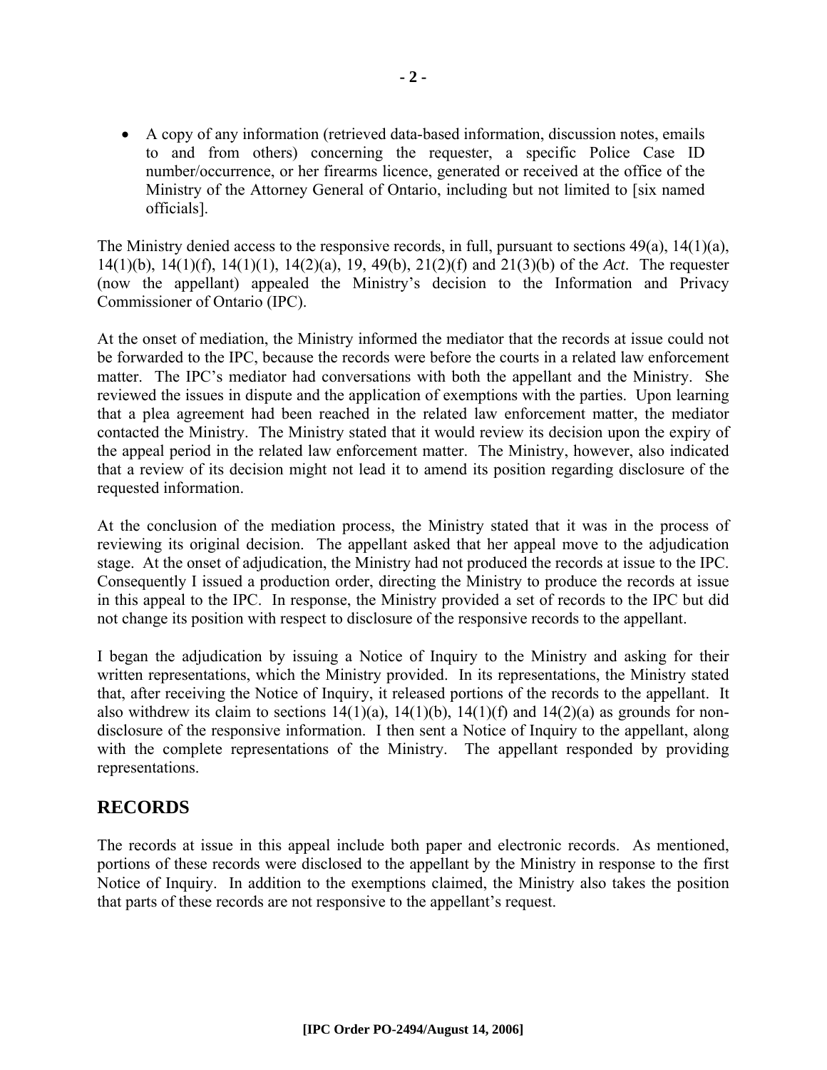- A copy of any information (retrieved data-based information, discussion notes, emails to and from others) concerning the requester, a specific Police Case ID number/occurrence, or her firearms licence, generated or received at the office of the Ministry of the Attorney General of Ontario, including but not limited to [six named officials].

The Ministry denied access to the responsive records, in full, pursuant to sections 49(a), 14(1)(a), 14(1)(b), 14(1)(f), 14(1)(l), 14(2)(a), 19, 49(b), 21(2)(f) and 21(3)(b) of the *Act*. The requester (now the appellant) appealed the Ministry's decision to the Information and Privacy Commissioner of Ontario (IPC).

At the onset of mediation, the Ministry informed the mediator that the records at issue could not be forwarded to the IPC, because the records were before the courts in a related law enforcement matter. The IPC's mediator had conversations with both the appellant and the Ministry. She reviewed the issues in dispute and the application of exemptions with the parties. Upon learning that a plea agreement had been reached in the related law enforcement matter, the mediator contacted the Ministry. The Ministry stated that it would review its decision upon the expiry of the appeal period in the related law enforcement matter. The Ministry, however, also indicated that a review of its decision might not lead it to amend its position regarding disclosure of the requested information.

At the conclusion of the mediation process, the Ministry stated that it was in the process of reviewing its original decision. The appellant asked that her appeal move to the adjudication stage. At the onset of adjudication, the Ministry had not produced the records at issue to the IPC. Consequently I issued a production order, directing the Ministry to produce the records at issue in this appeal to the IPC. In response, the Ministry provided a set of records to the IPC but did not change its position with respect to disclosure of the responsive records to the appellant.

I began the adjudication by issuing a Notice of Inquiry to the Ministry and asking for their written representations, which the Ministry provided. In its representations, the Ministry stated that, after receiving the Notice of Inquiry, it released portions of the records to the appellant. It also withdrew its claim to sections 14(1)(a), 14(1)(b), 14(1)(f) and 14(2)(a) as grounds for non-disclosure of the responsive information. I then sent a Notice of Inquiry to the appellant, along with the complete representations of the Ministry. The appellant responded by providing representations.

## RECORDS

The records at issue in this appeal include both paper and electronic records. As mentioned, portions of these records were disclosed to the appellant by the Ministry in response to the first Notice of Inquiry. In addition to the exemptions claimed, the Ministry also takes the position that parts of these records are not responsive to the appellant's request.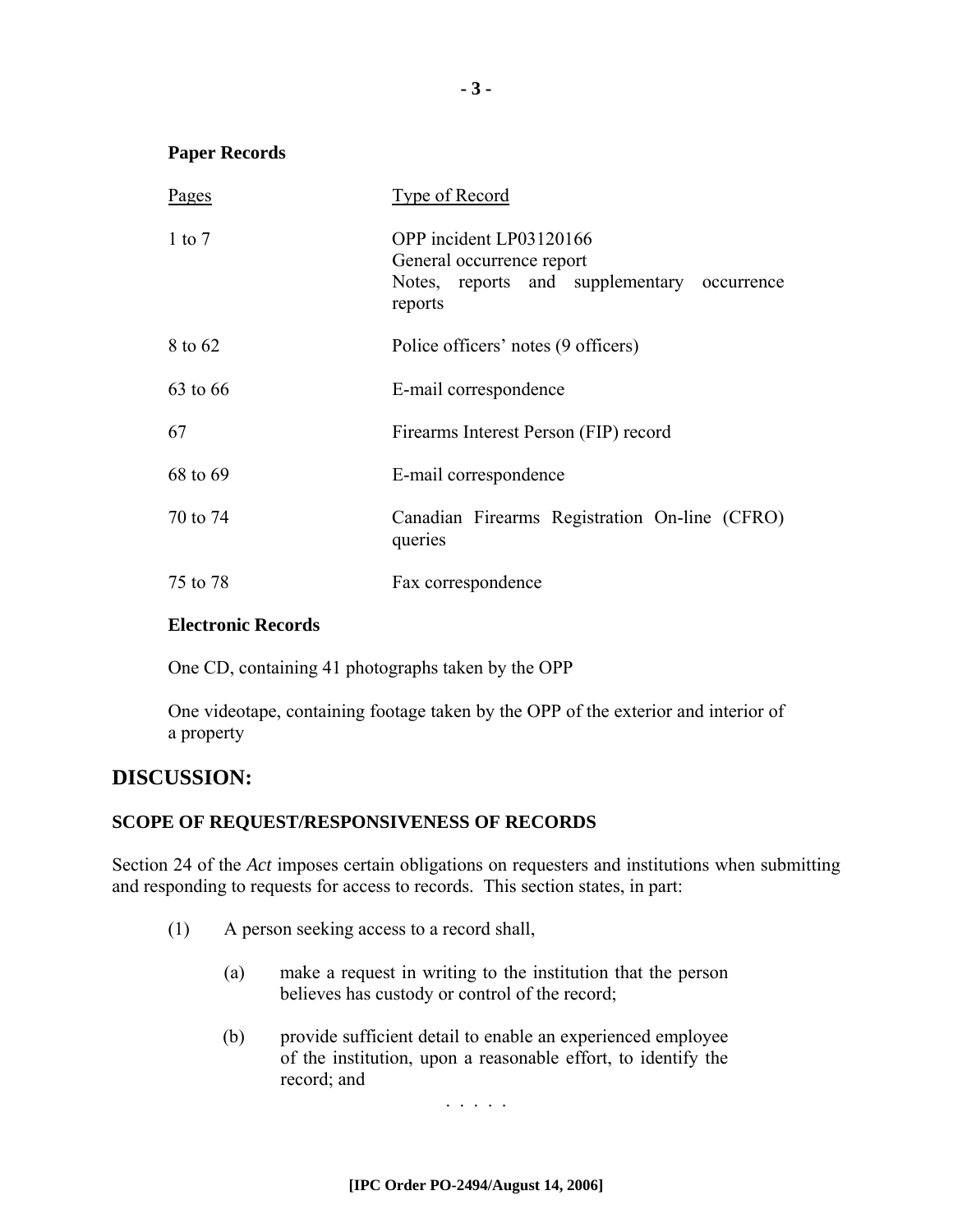**Paper Records**

| Pages | Type of Record |
|---|---|
| 1 to 7 | OPP incident LP03120166<br>General occurrence report<br>Notes, reports and supplementary occurrence reports |
| 8 to 62 | Police officers' notes (9 officers) |
| 63 to 66 | E-mail correspondence |
| 67 | Firearms Interest Person (FIP) record |
| 68 to 69 | E-mail correspondence |
| 70 to 74 | Canadian Firearms Registration On-line (CFRO) queries |
| 75 to 78 | Fax correspondence |

**Electronic Records**

One CD, containing 41 photographs taken by the OPP

One videotape, containing footage taken by the OPP of the exterior and interior of a property

## DISCUSSION:

### SCOPE OF REQUEST/RESPONSIVENESS OF RECORDS

Section 24 of the *Act* imposes certain obligations on requesters and institutions when submitting and responding to requests for access to records. This section states, in part:

> (1) A person seeking access to a record shall,
>
> > (a) make a request in writing to the institution that the person believes has custody or control of the record;
> >
> > (b) provide sufficient detail to enable an experienced employee of the institution, upon a reasonable effort, to identify the record; and
>
> . . . . .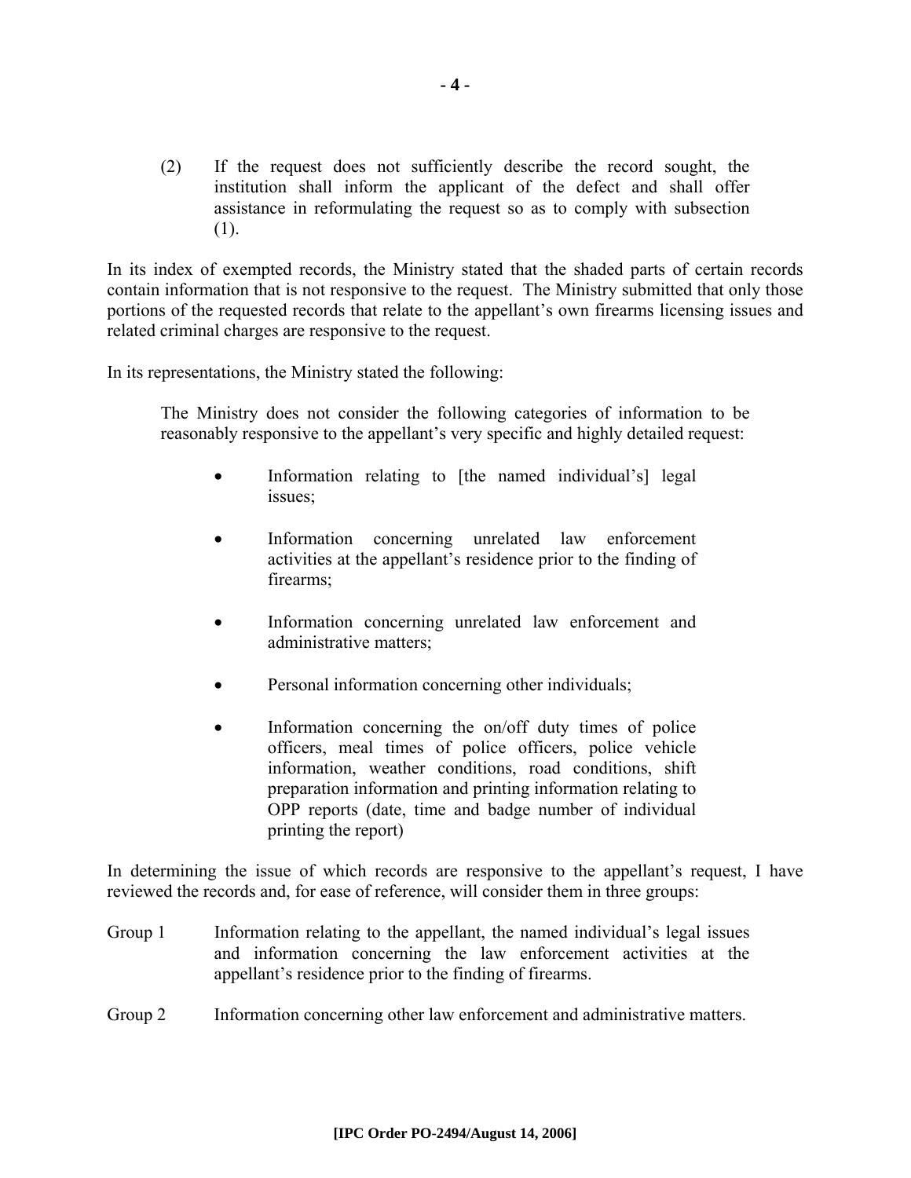> (2) If the request does not sufficiently describe the record sought, the institution shall inform the applicant of the defect and shall offer assistance in reformulating the request so as to comply with subsection (1).

In its index of exempted records, the Ministry stated that the shaded parts of certain records contain information that is not responsive to the request. The Ministry submitted that only those portions of the requested records that relate to the appellant's own firearms licensing issues and related criminal charges are responsive to the request.

In its representations, the Ministry stated the following:

> The Ministry does not consider the following categories of information to be reasonably responsive to the appellant's very specific and highly detailed request:
>
> - Information relating to [the named individual's] legal issues;
> - Information concerning unrelated law enforcement activities at the appellant's residence prior to the finding of firearms;
> - Information concerning unrelated law enforcement and administrative matters;
> - Personal information concerning other individuals;
> - Information concerning the on/off duty times of police officers, meal times of police officers, police vehicle information, weather conditions, road conditions, shift preparation information and printing information relating to OPP reports (date, time and badge number of individual printing the report)

In determining the issue of which records are responsive to the appellant's request, I have reviewed the records and, for ease of reference, will consider them in three groups:

Group 1 Information relating to the appellant, the named individual's legal issues and information concerning the law enforcement activities at the appellant's residence prior to the finding of firearms.

Group 2 Information concerning other law enforcement and administrative matters.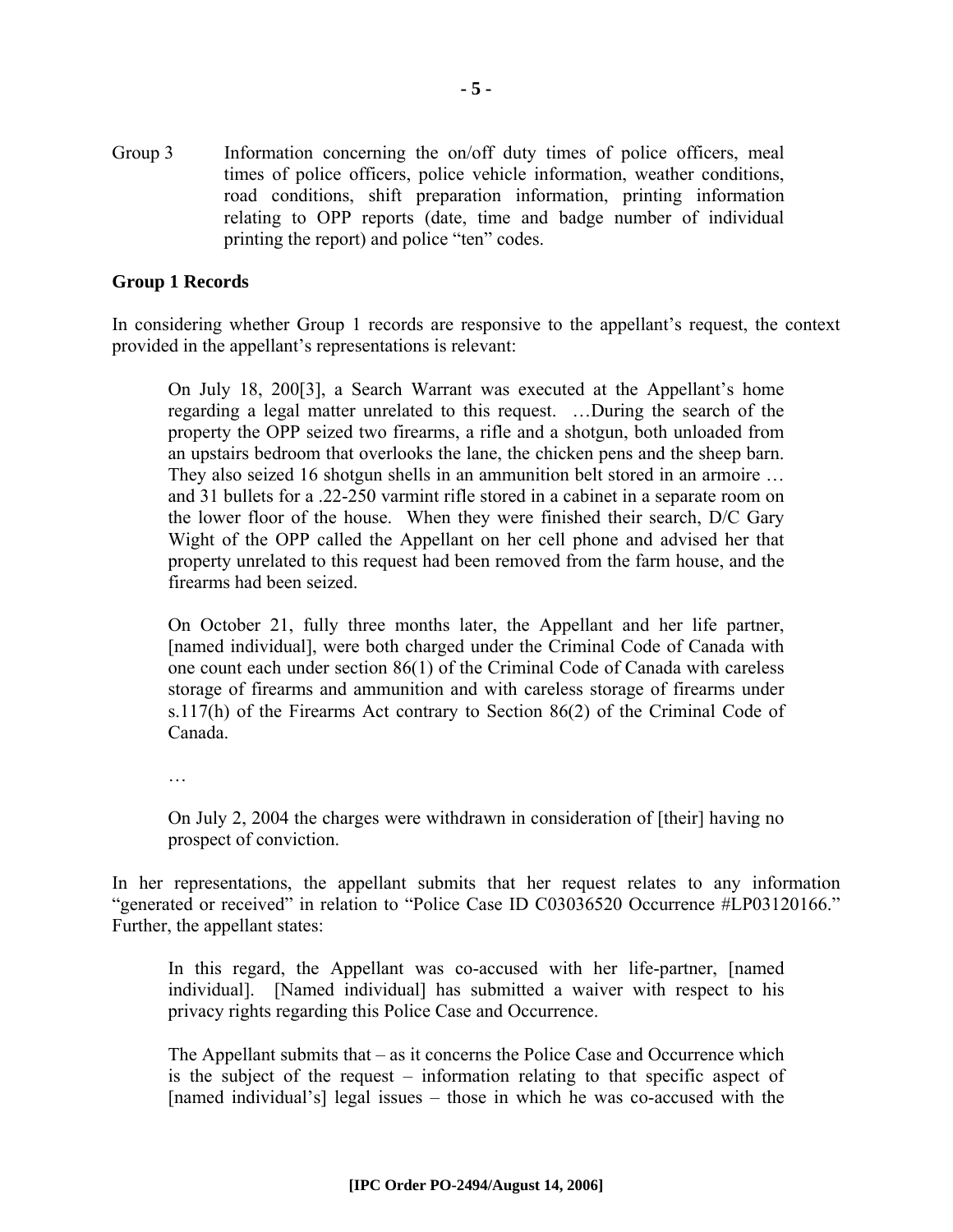Group 3 Information concerning the on/off duty times of police officers, meal times of police officers, police vehicle information, weather conditions, road conditions, shift preparation information, printing information relating to OPP reports (date, time and badge number of individual printing the report) and police "ten" codes.

**Group 1 Records**

In considering whether Group 1 records are responsive to the appellant's request, the context provided in the appellant's representations is relevant:

> On July 18, 200[3], a Search Warrant was executed at the Appellant's home regarding a legal matter unrelated to this request. …During the search of the property the OPP seized two firearms, a rifle and a shotgun, both unloaded from an upstairs bedroom that overlooks the lane, the chicken pens and the sheep barn. They also seized 16 shotgun shells in an ammunition belt stored in an armoire … and 31 bullets for a .22-250 varmint rifle stored in a cabinet in a separate room on the lower floor of the house. When they were finished their search, D/C Gary Wight of the OPP called the Appellant on her cell phone and advised her that property unrelated to this request had been removed from the farm house, and the firearms had been seized.
>
> On October 21, fully three months later, the Appellant and her life partner, [named individual], were both charged under the Criminal Code of Canada with one count each under section 86(1) of the Criminal Code of Canada with careless storage of firearms and ammunition and with careless storage of firearms under s.117(h) of the Firearms Act contrary to Section 86(2) of the Criminal Code of Canada.
>
> …
>
> On July 2, 2004 the charges were withdrawn in consideration of [their] having no prospect of conviction.

In her representations, the appellant submits that her request relates to any information "generated or received" in relation to "Police Case ID C03036520 Occurrence #LP03120166." Further, the appellant states:

> In this regard, the Appellant was co-accused with her life-partner, [named individual]. [Named individual] has submitted a waiver with respect to his privacy rights regarding this Police Case and Occurrence.
>
> The Appellant submits that – as it concerns the Police Case and Occurrence which is the subject of the request – information relating to that specific aspect of [named individual's] legal issues – those in which he was co-accused with the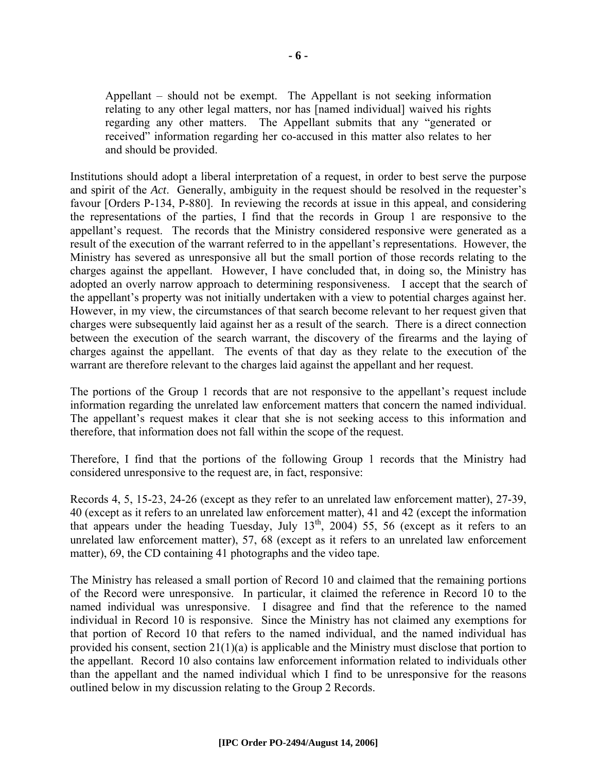> Appellant – should not be exempt. The Appellant is not seeking information relating to any other legal matters, nor has [named individual] waived his rights regarding any other matters. The Appellant submits that any "generated or received" information regarding her co-accused in this matter also relates to her and should be provided.

Institutions should adopt a liberal interpretation of a request, in order to best serve the purpose and spirit of the *Act*. Generally, ambiguity in the request should be resolved in the requester's favour [Orders P-134, P-880]. In reviewing the records at issue in this appeal, and considering the representations of the parties, I find that the records in Group 1 are responsive to the appellant's request. The records that the Ministry considered responsive were generated as a result of the execution of the warrant referred to in the appellant's representations. However, the Ministry has severed as unresponsive all but the small portion of those records relating to the charges against the appellant. However, I have concluded that, in doing so, the Ministry has adopted an overly narrow approach to determining responsiveness. I accept that the search of the appellant's property was not initially undertaken with a view to potential charges against her. However, in my view, the circumstances of that search become relevant to her request given that charges were subsequently laid against her as a result of the search. There is a direct connection between the execution of the search warrant, the discovery of the firearms and the laying of charges against the appellant. The events of that day as they relate to the execution of the warrant are therefore relevant to the charges laid against the appellant and her request.

The portions of the Group 1 records that are not responsive to the appellant's request include information regarding the unrelated law enforcement matters that concern the named individual. The appellant's request makes it clear that she is not seeking access to this information and therefore, that information does not fall within the scope of the request.

Therefore, I find that the portions of the following Group 1 records that the Ministry had considered unresponsive to the request are, in fact, responsive:

Records 4, 5, 15-23, 24-26 (except as they refer to an unrelated law enforcement matter), 27-39, 40 (except as it refers to an unrelated law enforcement matter), 41 and 42 (except the information that appears under the heading Tuesday, July 13th, 2004) 55, 56 (except as it refers to an unrelated law enforcement matter), 57, 68 (except as it refers to an unrelated law enforcement matter), 69, the CD containing 41 photographs and the video tape.

The Ministry has released a small portion of Record 10 and claimed that the remaining portions of the Record were unresponsive. In particular, it claimed the reference in Record 10 to the named individual was unresponsive. I disagree and find that the reference to the named individual in Record 10 is responsive. Since the Ministry has not claimed any exemptions for that portion of Record 10 that refers to the named individual, and the named individual has provided his consent, section 21(1)(a) is applicable and the Ministry must disclose that portion to the appellant. Record 10 also contains law enforcement information related to individuals other than the appellant and the named individual which I find to be unresponsive for the reasons outlined below in my discussion relating to the Group 2 Records.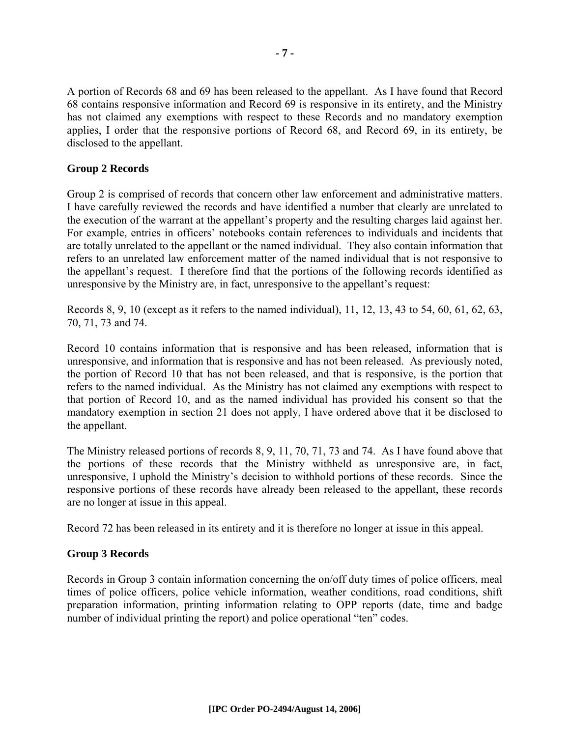A portion of Records 68 and 69 has been released to the appellant. As I have found that Record 68 contains responsive information and Record 69 is responsive in its entirety, and the Ministry has not claimed any exemptions with respect to these Records and no mandatory exemption applies, I order that the responsive portions of Record 68, and Record 69, in its entirety, be disclosed to the appellant.

**Group 2 Records**

Group 2 is comprised of records that concern other law enforcement and administrative matters. I have carefully reviewed the records and have identified a number that clearly are unrelated to the execution of the warrant at the appellant's property and the resulting charges laid against her. For example, entries in officers' notebooks contain references to individuals and incidents that are totally unrelated to the appellant or the named individual. They also contain information that refers to an unrelated law enforcement matter of the named individual that is not responsive to the appellant's request. I therefore find that the portions of the following records identified as unresponsive by the Ministry are, in fact, unresponsive to the appellant's request:

Records 8, 9, 10 (except as it refers to the named individual), 11, 12, 13, 43 to 54, 60, 61, 62, 63, 70, 71, 73 and 74.

Record 10 contains information that is responsive and has been released, information that is unresponsive, and information that is responsive and has not been released. As previously noted, the portion of Record 10 that has not been released, and that is responsive, is the portion that refers to the named individual. As the Ministry has not claimed any exemptions with respect to that portion of Record 10, and as the named individual has provided his consent so that the mandatory exemption in section 21 does not apply, I have ordered above that it be disclosed to the appellant.

The Ministry released portions of records 8, 9, 11, 70, 71, 73 and 74. As I have found above that the portions of these records that the Ministry withheld as unresponsive are, in fact, unresponsive, I uphold the Ministry's decision to withhold portions of these records. Since the responsive portions of these records have already been released to the appellant, these records are no longer at issue in this appeal.

Record 72 has been released in its entirety and it is therefore no longer at issue in this appeal.

**Group 3 Records**

Records in Group 3 contain information concerning the on/off duty times of police officers, meal times of police officers, police vehicle information, weather conditions, road conditions, shift preparation information, printing information relating to OPP reports (date, time and badge number of individual printing the report) and police operational "ten" codes.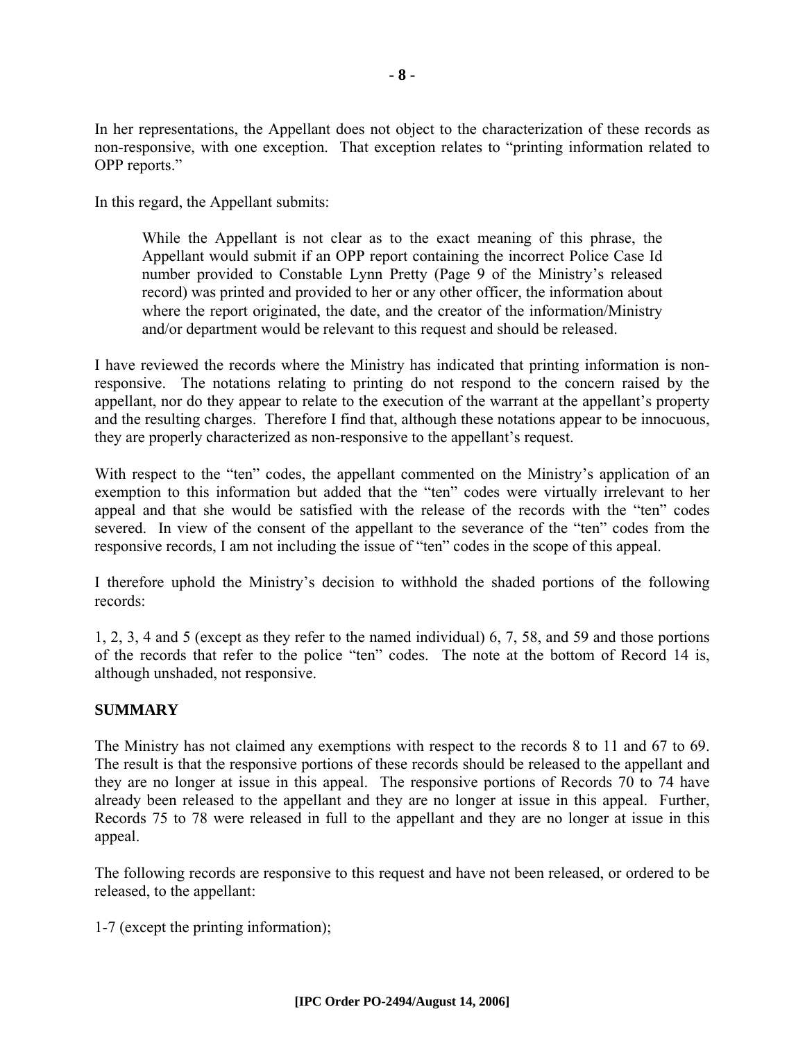In her representations, the Appellant does not object to the characterization of these records as non-responsive, with one exception. That exception relates to "printing information related to OPP reports."

In this regard, the Appellant submits:

> While the Appellant is not clear as to the exact meaning of this phrase, the Appellant would submit if an OPP report containing the incorrect Police Case Id number provided to Constable Lynn Pretty (Page 9 of the Ministry's released record) was printed and provided to her or any other officer, the information about where the report originated, the date, and the creator of the information/Ministry and/or department would be relevant to this request and should be released.

I have reviewed the records where the Ministry has indicated that printing information is non-responsive. The notations relating to printing do not respond to the concern raised by the appellant, nor do they appear to relate to the execution of the warrant at the appellant's property and the resulting charges. Therefore I find that, although these notations appear to be innocuous, they are properly characterized as non-responsive to the appellant's request.

With respect to the "ten" codes, the appellant commented on the Ministry's application of an exemption to this information but added that the "ten" codes were virtually irrelevant to her appeal and that she would be satisfied with the release of the records with the "ten" codes severed. In view of the consent of the appellant to the severance of the "ten" codes from the responsive records, I am not including the issue of "ten" codes in the scope of this appeal.

I therefore uphold the Ministry's decision to withhold the shaded portions of the following records:

1, 2, 3, 4 and 5 (except as they refer to the named individual) 6, 7, 58, and 59 and those portions of the records that refer to the police "ten" codes. The note at the bottom of Record 14 is, although unshaded, not responsive.

## SUMMARY

The Ministry has not claimed any exemptions with respect to the records 8 to 11 and 67 to 69. The result is that the responsive portions of these records should be released to the appellant and they are no longer at issue in this appeal. The responsive portions of Records 70 to 74 have already been released to the appellant and they are no longer at issue in this appeal. Further, Records 75 to 78 were released in full to the appellant and they are no longer at issue in this appeal.

The following records are responsive to this request and have not been released, or ordered to be released, to the appellant:

1-7 (except the printing information);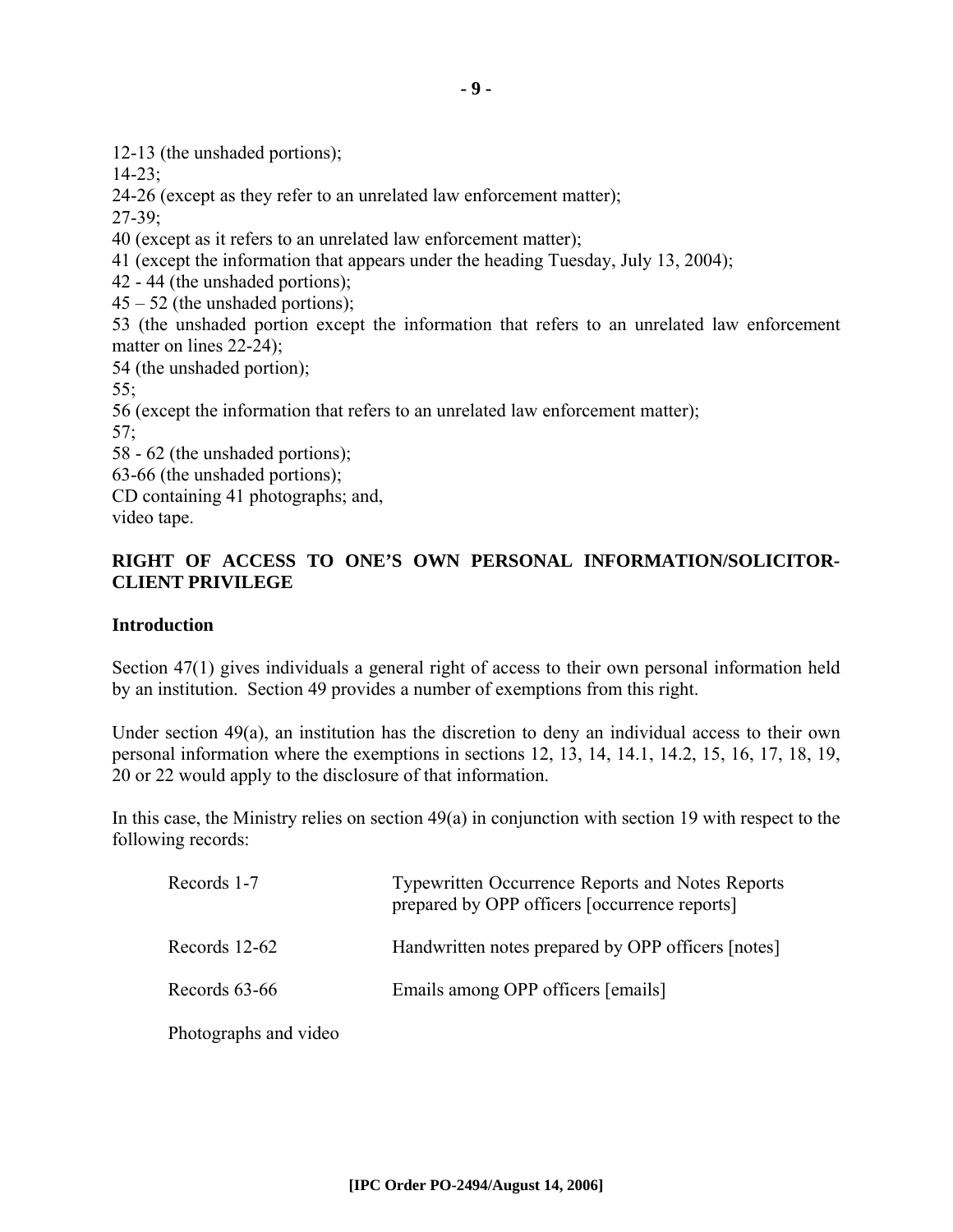12-13 (the unshaded portions);
14-23;
24-26 (except as they refer to an unrelated law enforcement matter);
27-39;
40 (except as it refers to an unrelated law enforcement matter);
41 (except the information that appears under the heading Tuesday, July 13, 2004);
42 - 44 (the unshaded portions);
45 – 52 (the unshaded portions);
53 (the unshaded portion except the information that refers to an unrelated law enforcement matter on lines 22-24);
54 (the unshaded portion);
55;
56 (except the information that refers to an unrelated law enforcement matter);
57;
58 - 62 (the unshaded portions);
63-66 (the unshaded portions);
CD containing 41 photographs; and,
video tape.

**RIGHT OF ACCESS TO ONE'S OWN PERSONAL INFORMATION/SOLICITOR-CLIENT PRIVILEGE**

**Introduction**

Section 47(1) gives individuals a general right of access to their own personal information held by an institution. Section 49 provides a number of exemptions from this right.

Under section 49(a), an institution has the discretion to deny an individual access to their own personal information where the exemptions in sections 12, 13, 14, 14.1, 14.2, 15, 16, 17, 18, 19, 20 or 22 would apply to the disclosure of that information.

In this case, the Ministry relies on section 49(a) in conjunction with section 19 with respect to the following records:

| | |
|---|---|
| Records 1-7 | Typewritten Occurrence Reports and Notes Reports prepared by OPP officers [occurrence reports] |
| Records 12-62 | Handwritten notes prepared by OPP officers [notes] |
| Records 63-66 | Emails among OPP officers [emails] |
| Photographs and video | |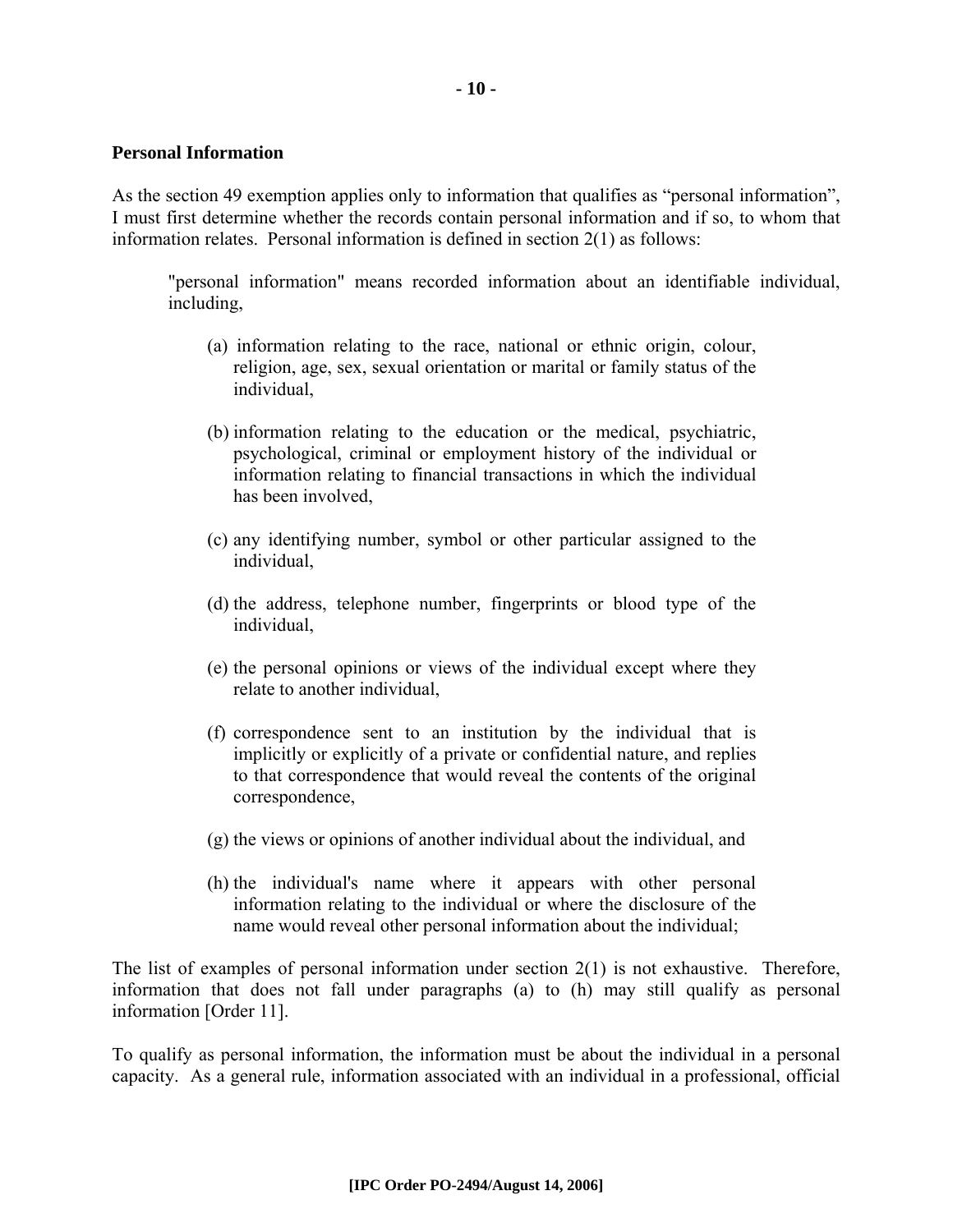**Personal Information**

As the section 49 exemption applies only to information that qualifies as "personal information", I must first determine whether the records contain personal information and if so, to whom that information relates. Personal information is defined in section 2(1) as follows:

> "personal information" means recorded information about an identifiable individual, including,
>
> (a) information relating to the race, national or ethnic origin, colour, religion, age, sex, sexual orientation or marital or family status of the individual,
>
> (b) information relating to the education or the medical, psychiatric, psychological, criminal or employment history of the individual or information relating to financial transactions in which the individual has been involved,
>
> (c) any identifying number, symbol or other particular assigned to the individual,
>
> (d) the address, telephone number, fingerprints or blood type of the individual,
>
> (e) the personal opinions or views of the individual except where they relate to another individual,
>
> (f) correspondence sent to an institution by the individual that is implicitly or explicitly of a private or confidential nature, and replies to that correspondence that would reveal the contents of the original correspondence,
>
> (g) the views or opinions of another individual about the individual, and
>
> (h) the individual's name where it appears with other personal information relating to the individual or where the disclosure of the name would reveal other personal information about the individual;

The list of examples of personal information under section 2(1) is not exhaustive. Therefore, information that does not fall under paragraphs (a) to (h) may still qualify as personal information [Order 11].

To qualify as personal information, the information must be about the individual in a personal capacity. As a general rule, information associated with an individual in a professional, official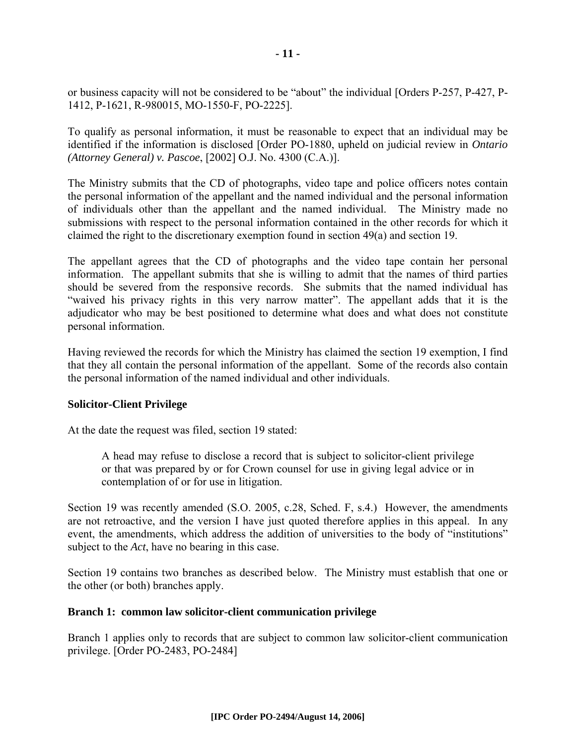or business capacity will not be considered to be "about" the individual [Orders P-257, P-427, P-1412, P-1621, R-980015, MO-1550-F, PO-2225].

To qualify as personal information, it must be reasonable to expect that an individual may be identified if the information is disclosed [Order PO-1880, upheld on judicial review in *Ontario (Attorney General) v. Pascoe*, [2002] O.J. No. 4300 (C.A.)].

The Ministry submits that the CD of photographs, video tape and police officers notes contain the personal information of the appellant and the named individual and the personal information of individuals other than the appellant and the named individual. The Ministry made no submissions with respect to the personal information contained in the other records for which it claimed the right to the discretionary exemption found in section 49(a) and section 19.

The appellant agrees that the CD of photographs and the video tape contain her personal information. The appellant submits that she is willing to admit that the names of third parties should be severed from the responsive records. She submits that the named individual has "waived his privacy rights in this very narrow matter". The appellant adds that it is the adjudicator who may be best positioned to determine what does and what does not constitute personal information.

Having reviewed the records for which the Ministry has claimed the section 19 exemption, I find that they all contain the personal information of the appellant. Some of the records also contain the personal information of the named individual and other individuals.

**Solicitor-Client Privilege**

At the date the request was filed, section 19 stated:

> A head may refuse to disclose a record that is subject to solicitor-client privilege or that was prepared by or for Crown counsel for use in giving legal advice or in contemplation of or for use in litigation.

Section 19 was recently amended (S.O. 2005, c.28, Sched. F, s.4.) However, the amendments are not retroactive, and the version I have just quoted therefore applies in this appeal. In any event, the amendments, which address the addition of universities to the body of "institutions" subject to the *Act*, have no bearing in this case.

Section 19 contains two branches as described below. The Ministry must establish that one or the other (or both) branches apply.

**Branch 1: common law solicitor-client communication privilege**

Branch 1 applies only to records that are subject to common law solicitor-client communication privilege. [Order PO-2483, PO-2484]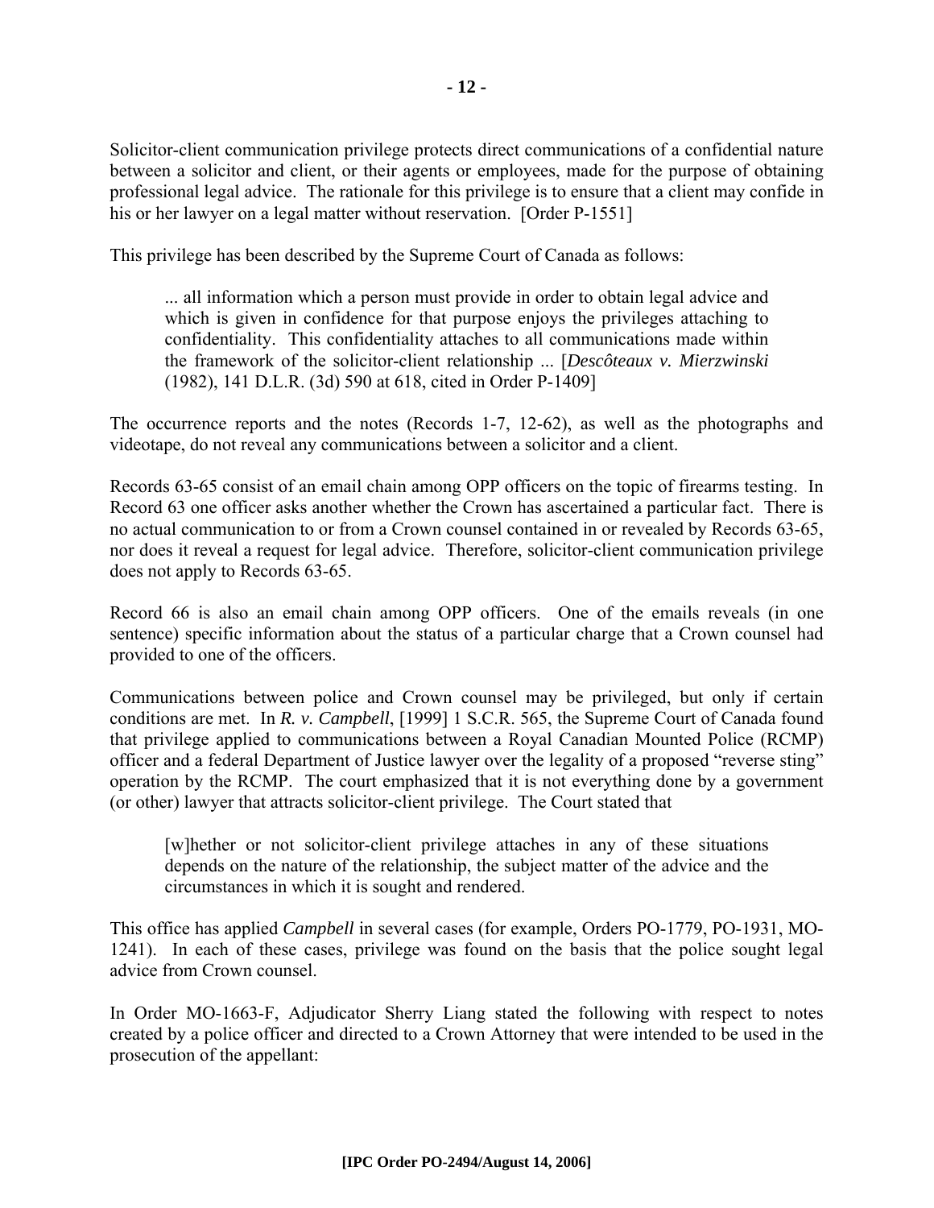Solicitor-client communication privilege protects direct communications of a confidential nature between a solicitor and client, or their agents or employees, made for the purpose of obtaining professional legal advice. The rationale for this privilege is to ensure that a client may confide in his or her lawyer on a legal matter without reservation. [Order P-1551]

This privilege has been described by the Supreme Court of Canada as follows:

> ... all information which a person must provide in order to obtain legal advice and which is given in confidence for that purpose enjoys the privileges attaching to confidentiality. This confidentiality attaches to all communications made within the framework of the solicitor-client relationship ... [*Descôteaux v. Mierzwinski* (1982), 141 D.L.R. (3d) 590 at 618, cited in Order P-1409]

The occurrence reports and the notes (Records 1-7, 12-62), as well as the photographs and videotape, do not reveal any communications between a solicitor and a client.

Records 63-65 consist of an email chain among OPP officers on the topic of firearms testing. In Record 63 one officer asks another whether the Crown has ascertained a particular fact. There is no actual communication to or from a Crown counsel contained in or revealed by Records 63-65, nor does it reveal a request for legal advice. Therefore, solicitor-client communication privilege does not apply to Records 63-65.

Record 66 is also an email chain among OPP officers. One of the emails reveals (in one sentence) specific information about the status of a particular charge that a Crown counsel had provided to one of the officers.

Communications between police and Crown counsel may be privileged, but only if certain conditions are met. In *R. v. Campbell*, [1999] 1 S.C.R. 565, the Supreme Court of Canada found that privilege applied to communications between a Royal Canadian Mounted Police (RCMP) officer and a federal Department of Justice lawyer over the legality of a proposed "reverse sting" operation by the RCMP. The court emphasized that it is not everything done by a government (or other) lawyer that attracts solicitor-client privilege. The Court stated that

> [w]hether or not solicitor-client privilege attaches in any of these situations depends on the nature of the relationship, the subject matter of the advice and the circumstances in which it is sought and rendered.

This office has applied *Campbell* in several cases (for example, Orders PO-1779, PO-1931, MO-1241). In each of these cases, privilege was found on the basis that the police sought legal advice from Crown counsel.

In Order MO-1663-F, Adjudicator Sherry Liang stated the following with respect to notes created by a police officer and directed to a Crown Attorney that were intended to be used in the prosecution of the appellant: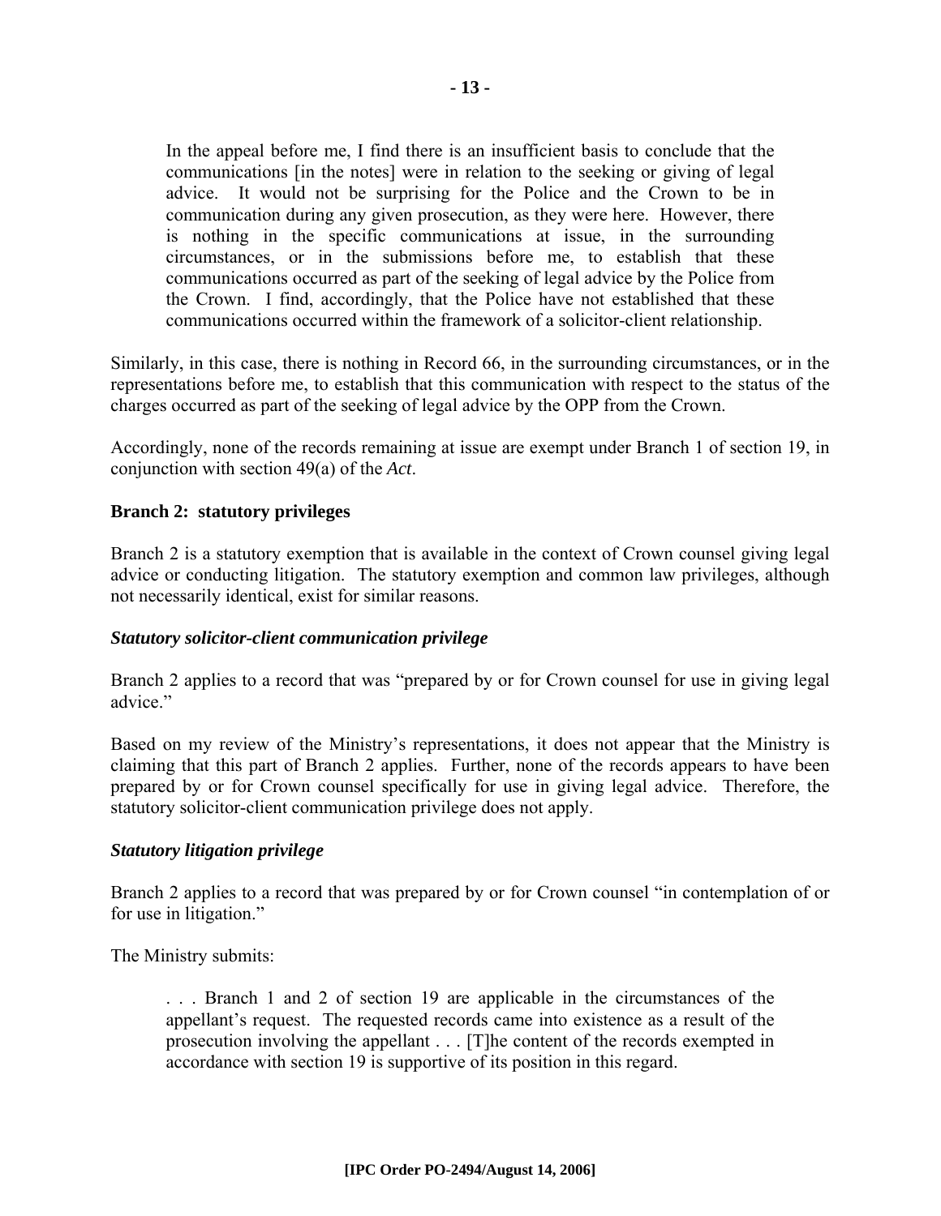> In the appeal before me, I find there is an insufficient basis to conclude that the communications [in the notes] were in relation to the seeking or giving of legal advice. It would not be surprising for the Police and the Crown to be in communication during any given prosecution, as they were here. However, there is nothing in the specific communications at issue, in the surrounding circumstances, or in the submissions before me, to establish that these communications occurred as part of the seeking of legal advice by the Police from the Crown. I find, accordingly, that the Police have not established that these communications occurred within the framework of a solicitor-client relationship.

Similarly, in this case, there is nothing in Record 66, in the surrounding circumstances, or in the representations before me, to establish that this communication with respect to the status of the charges occurred as part of the seeking of legal advice by the OPP from the Crown.

Accordingly, none of the records remaining at issue are exempt under Branch 1 of section 19, in conjunction with section 49(a) of the *Act*.

**Branch 2: statutory privileges**

Branch 2 is a statutory exemption that is available in the context of Crown counsel giving legal advice or conducting litigation. The statutory exemption and common law privileges, although not necessarily identical, exist for similar reasons.

***Statutory solicitor-client communication privilege***

Branch 2 applies to a record that was "prepared by or for Crown counsel for use in giving legal advice."

Based on my review of the Ministry's representations, it does not appear that the Ministry is claiming that this part of Branch 2 applies. Further, none of the records appears to have been prepared by or for Crown counsel specifically for use in giving legal advice. Therefore, the statutory solicitor-client communication privilege does not apply.

***Statutory litigation privilege***

Branch 2 applies to a record that was prepared by or for Crown counsel "in contemplation of or for use in litigation."

The Ministry submits:

> . . . Branch 1 and 2 of section 19 are applicable in the circumstances of the appellant's request. The requested records came into existence as a result of the prosecution involving the appellant . . . [T]he content of the records exempted in accordance with section 19 is supportive of its position in this regard.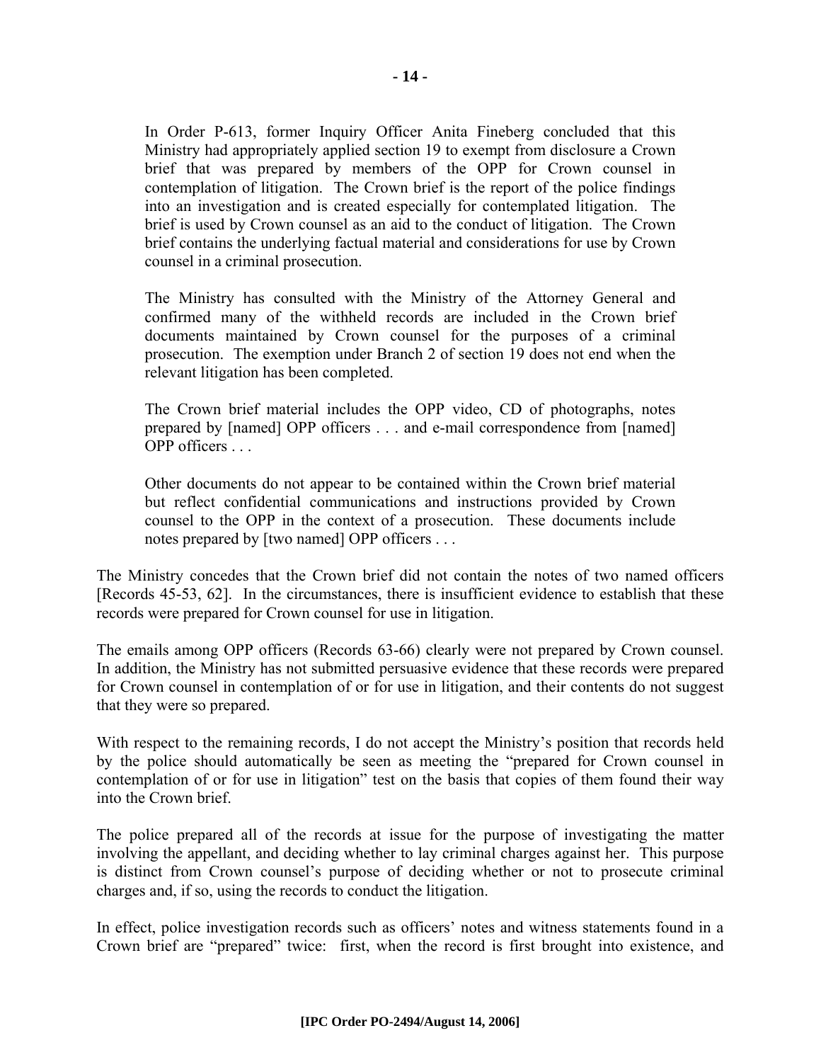> In Order P-613, former Inquiry Officer Anita Fineberg concluded that this Ministry had appropriately applied section 19 to exempt from disclosure a Crown brief that was prepared by members of the OPP for Crown counsel in contemplation of litigation. The Crown brief is the report of the police findings into an investigation and is created especially for contemplated litigation. The brief is used by Crown counsel as an aid to the conduct of litigation. The Crown brief contains the underlying factual material and considerations for use by Crown counsel in a criminal prosecution.
>
> The Ministry has consulted with the Ministry of the Attorney General and confirmed many of the withheld records are included in the Crown brief documents maintained by Crown counsel for the purposes of a criminal prosecution. The exemption under Branch 2 of section 19 does not end when the relevant litigation has been completed.
>
> The Crown brief material includes the OPP video, CD of photographs, notes prepared by [named] OPP officers . . . and e-mail correspondence from [named] OPP officers . . .
>
> Other documents do not appear to be contained within the Crown brief material but reflect confidential communications and instructions provided by Crown counsel to the OPP in the context of a prosecution. These documents include notes prepared by [two named] OPP officers . . .

The Ministry concedes that the Crown brief did not contain the notes of two named officers [Records 45-53, 62]. In the circumstances, there is insufficient evidence to establish that these records were prepared for Crown counsel for use in litigation.

The emails among OPP officers (Records 63-66) clearly were not prepared by Crown counsel. In addition, the Ministry has not submitted persuasive evidence that these records were prepared for Crown counsel in contemplation of or for use in litigation, and their contents do not suggest that they were so prepared.

With respect to the remaining records, I do not accept the Ministry's position that records held by the police should automatically be seen as meeting the "prepared for Crown counsel in contemplation of or for use in litigation" test on the basis that copies of them found their way into the Crown brief.

The police prepared all of the records at issue for the purpose of investigating the matter involving the appellant, and deciding whether to lay criminal charges against her. This purpose is distinct from Crown counsel's purpose of deciding whether or not to prosecute criminal charges and, if so, using the records to conduct the litigation.

In effect, police investigation records such as officers' notes and witness statements found in a Crown brief are "prepared" twice: first, when the record is first brought into existence, and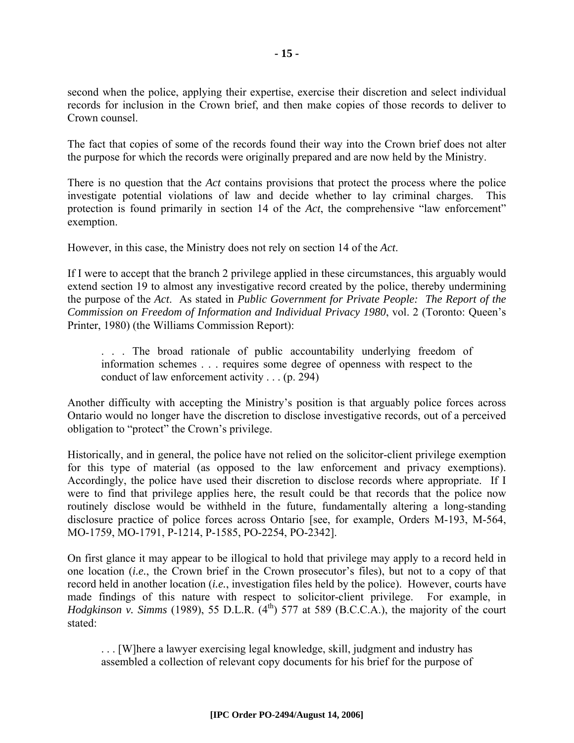second when the police, applying their expertise, exercise their discretion and select individual records for inclusion in the Crown brief, and then make copies of those records to deliver to Crown counsel.

The fact that copies of some of the records found their way into the Crown brief does not alter the purpose for which the records were originally prepared and are now held by the Ministry.

There is no question that the *Act* contains provisions that protect the process where the police investigate potential violations of law and decide whether to lay criminal charges. This protection is found primarily in section 14 of the *Act*, the comprehensive "law enforcement" exemption.

However, in this case, the Ministry does not rely on section 14 of the *Act*.

If I were to accept that the branch 2 privilege applied in these circumstances, this arguably would extend section 19 to almost any investigative record created by the police, thereby undermining the purpose of the *Act*. As stated in *Public Government for Private People: The Report of the Commission on Freedom of Information and Individual Privacy 1980*, vol. 2 (Toronto: Queen's Printer, 1980) (the Williams Commission Report):

> . . . The broad rationale of public accountability underlying freedom of information schemes . . . requires some degree of openness with respect to the conduct of law enforcement activity . . . (p. 294)

Another difficulty with accepting the Ministry's position is that arguably police forces across Ontario would no longer have the discretion to disclose investigative records, out of a perceived obligation to "protect" the Crown's privilege.

Historically, and in general, the police have not relied on the solicitor-client privilege exemption for this type of material (as opposed to the law enforcement and privacy exemptions). Accordingly, the police have used their discretion to disclose records where appropriate. If I were to find that privilege applies here, the result could be that records that the police now routinely disclose would be withheld in the future, fundamentally altering a long-standing disclosure practice of police forces across Ontario [see, for example, Orders M-193, M-564, MO-1759, MO-1791, P-1214, P-1585, PO-2254, PO-2342].

On first glance it may appear to be illogical to hold that privilege may apply to a record held in one location (*i.e.*, the Crown brief in the Crown prosecutor's files), but not to a copy of that record held in another location (*i.e.*, investigation files held by the police). However, courts have made findings of this nature with respect to solicitor-client privilege. For example, in *Hodgkinson v. Simms* (1989), 55 D.L.R. (4th) 577 at 589 (B.C.C.A.), the majority of the court stated:

> . . . [W]here a lawyer exercising legal knowledge, skill, judgment and industry has assembled a collection of relevant copy documents for his brief for the purpose of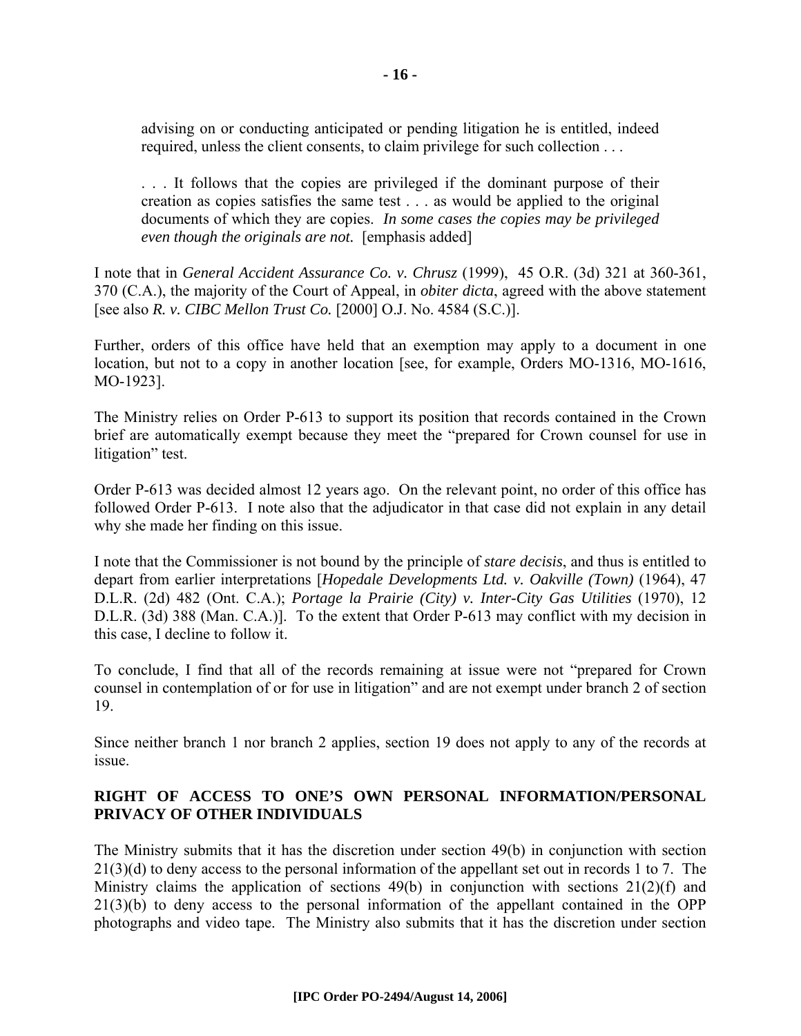> advising on or conducting anticipated or pending litigation he is entitled, indeed required, unless the client consents, to claim privilege for such collection . . .
>
> . . . It follows that the copies are privileged if the dominant purpose of their creation as copies satisfies the same test . . . as would be applied to the original documents of which they are copies. *In some cases the copies may be privileged even though the originals are not.* [emphasis added]

I note that in *General Accident Assurance Co. v. Chrusz* (1999), 45 O.R. (3d) 321 at 360-361, 370 (C.A.), the majority of the Court of Appeal, in *obiter dicta*, agreed with the above statement [see also *R. v. CIBC Mellon Trust Co.* [2000] O.J. No. 4584 (S.C.)].

Further, orders of this office have held that an exemption may apply to a document in one location, but not to a copy in another location [see, for example, Orders MO-1316, MO-1616, MO-1923].

The Ministry relies on Order P-613 to support its position that records contained in the Crown brief are automatically exempt because they meet the "prepared for Crown counsel for use in litigation" test.

Order P-613 was decided almost 12 years ago. On the relevant point, no order of this office has followed Order P-613. I note also that the adjudicator in that case did not explain in any detail why she made her finding on this issue.

I note that the Commissioner is not bound by the principle of *stare decisis*, and thus is entitled to depart from earlier interpretations [*Hopedale Developments Ltd. v. Oakville (Town)* (1964), 47 D.L.R. (2d) 482 (Ont. C.A.); *Portage la Prairie (City) v. Inter-City Gas Utilities* (1970), 12 D.L.R. (3d) 388 (Man. C.A.)]. To the extent that Order P-613 may conflict with my decision in this case, I decline to follow it.

To conclude, I find that all of the records remaining at issue were not "prepared for Crown counsel in contemplation of or for use in litigation" and are not exempt under branch 2 of section 19.

Since neither branch 1 nor branch 2 applies, section 19 does not apply to any of the records at issue.

## RIGHT OF ACCESS TO ONE'S OWN PERSONAL INFORMATION/PERSONAL PRIVACY OF OTHER INDIVIDUALS

The Ministry submits that it has the discretion under section 49(b) in conjunction with section 21(3)(d) to deny access to the personal information of the appellant set out in records 1 to 7. The Ministry claims the application of sections 49(b) in conjunction with sections 21(2)(f) and 21(3)(b) to deny access to the personal information of the appellant contained in the OPP photographs and video tape. The Ministry also submits that it has the discretion under section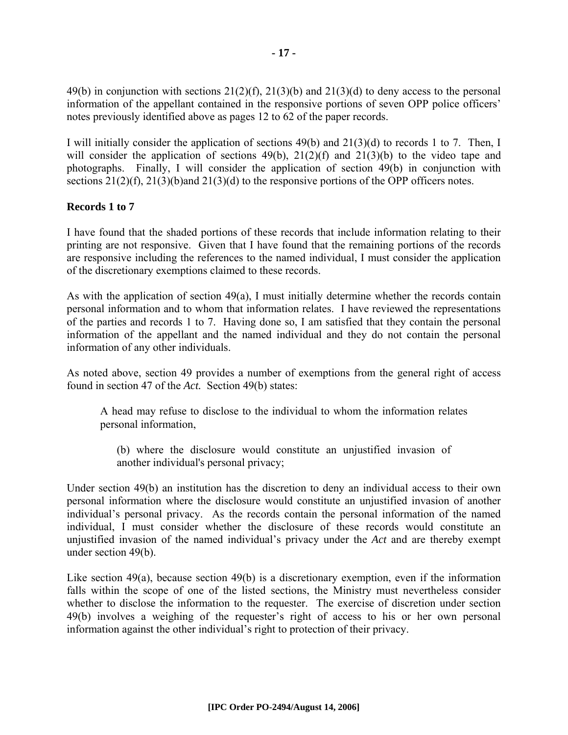49(b) in conjunction with sections 21(2)(f), 21(3)(b) and 21(3)(d) to deny access to the personal information of the appellant contained in the responsive portions of seven OPP police officers' notes previously identified above as pages 12 to 62 of the paper records.

I will initially consider the application of sections 49(b) and 21(3)(d) to records 1 to 7. Then, I will consider the application of sections 49(b), 21(2)(f) and 21(3)(b) to the video tape and photographs. Finally, I will consider the application of section 49(b) in conjunction with sections 21(2)(f), 21(3)(b)and 21(3)(d) to the responsive portions of the OPP officers notes.

**Records 1 to 7**

I have found that the shaded portions of these records that include information relating to their printing are not responsive. Given that I have found that the remaining portions of the records are responsive including the references to the named individual, I must consider the application of the discretionary exemptions claimed to these records.

As with the application of section 49(a), I must initially determine whether the records contain personal information and to whom that information relates. I have reviewed the representations of the parties and records 1 to 7. Having done so, I am satisfied that they contain the personal information of the appellant and the named individual and they do not contain the personal information of any other individuals.

As noted above, section 49 provides a number of exemptions from the general right of access found in section 47 of the *Act.* Section 49(b) states:

> A head may refuse to disclose to the individual to whom the information relates personal information,
>
> > (b) where the disclosure would constitute an unjustified invasion of another individual's personal privacy;

Under section 49(b) an institution has the discretion to deny an individual access to their own personal information where the disclosure would constitute an unjustified invasion of another individual's personal privacy. As the records contain the personal information of the named individual, I must consider whether the disclosure of these records would constitute an unjustified invasion of the named individual's privacy under the *Act* and are thereby exempt under section 49(b).

Like section 49(a), because section 49(b) is a discretionary exemption, even if the information falls within the scope of one of the listed sections, the Ministry must nevertheless consider whether to disclose the information to the requester. The exercise of discretion under section 49(b) involves a weighing of the requester's right of access to his or her own personal information against the other individual's right to protection of their privacy.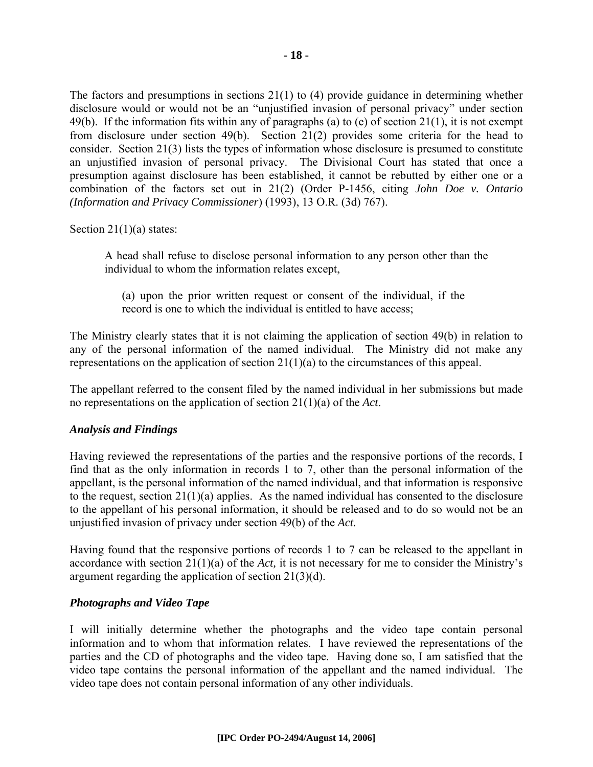The factors and presumptions in sections 21(1) to (4) provide guidance in determining whether disclosure would or would not be an "unjustified invasion of personal privacy" under section 49(b). If the information fits within any of paragraphs (a) to (e) of section 21(1), it is not exempt from disclosure under section 49(b). Section 21(2) provides some criteria for the head to consider. Section 21(3) lists the types of information whose disclosure is presumed to constitute an unjustified invasion of personal privacy. The Divisional Court has stated that once a presumption against disclosure has been established, it cannot be rebutted by either one or a combination of the factors set out in 21(2) (Order P-1456, citing *John Doe v. Ontario (Information and Privacy Commissioner*) (1993), 13 O.R. (3d) 767).

Section 21(1)(a) states:

> A head shall refuse to disclose personal information to any person other than the individual to whom the information relates except,
>
> > (a) upon the prior written request or consent of the individual, if the record is one to which the individual is entitled to have access;

The Ministry clearly states that it is not claiming the application of section 49(b) in relation to any of the personal information of the named individual. The Ministry did not make any representations on the application of section 21(1)(a) to the circumstances of this appeal.

The appellant referred to the consent filed by the named individual in her submissions but made no representations on the application of section 21(1)(a) of the *Act*.

### *Analysis and Findings*

Having reviewed the representations of the parties and the responsive portions of the records, I find that as the only information in records 1 to 7, other than the personal information of the appellant, is the personal information of the named individual, and that information is responsive to the request, section 21(1)(a) applies. As the named individual has consented to the disclosure to the appellant of his personal information, it should be released and to do so would not be an unjustified invasion of privacy under section 49(b) of the *Act.*

Having found that the responsive portions of records 1 to 7 can be released to the appellant in accordance with section 21(1)(a) of the *Act,* it is not necessary for me to consider the Ministry's argument regarding the application of section 21(3)(d).

### *Photographs and Video Tape*

I will initially determine whether the photographs and the video tape contain personal information and to whom that information relates. I have reviewed the representations of the parties and the CD of photographs and the video tape. Having done so, I am satisfied that the video tape contains the personal information of the appellant and the named individual. The video tape does not contain personal information of any other individuals.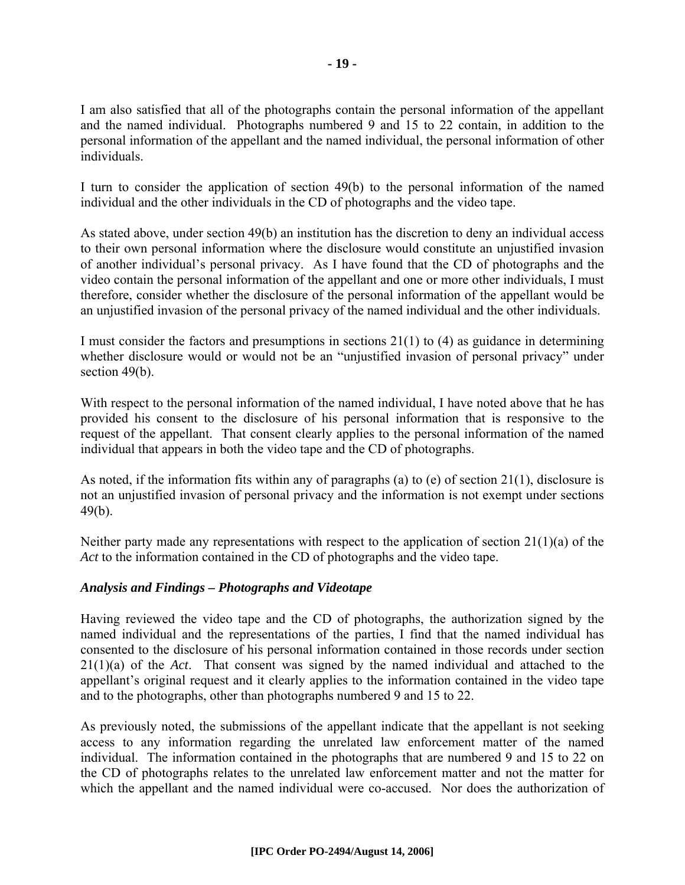I am also satisfied that all of the photographs contain the personal information of the appellant and the named individual. Photographs numbered 9 and 15 to 22 contain, in addition to the personal information of the appellant and the named individual, the personal information of other individuals.

I turn to consider the application of section 49(b) to the personal information of the named individual and the other individuals in the CD of photographs and the video tape.

As stated above, under section 49(b) an institution has the discretion to deny an individual access to their own personal information where the disclosure would constitute an unjustified invasion of another individual's personal privacy. As I have found that the CD of photographs and the video contain the personal information of the appellant and one or more other individuals, I must therefore, consider whether the disclosure of the personal information of the appellant would be an unjustified invasion of the personal privacy of the named individual and the other individuals.

I must consider the factors and presumptions in sections 21(1) to (4) as guidance in determining whether disclosure would or would not be an "unjustified invasion of personal privacy" under section 49(b).

With respect to the personal information of the named individual, I have noted above that he has provided his consent to the disclosure of his personal information that is responsive to the request of the appellant. That consent clearly applies to the personal information of the named individual that appears in both the video tape and the CD of photographs.

As noted, if the information fits within any of paragraphs (a) to (e) of section 21(1), disclosure is not an unjustified invasion of personal privacy and the information is not exempt under sections 49(b).

Neither party made any representations with respect to the application of section 21(1)(a) of the *Act* to the information contained in the CD of photographs and the video tape.

### *Analysis and Findings – Photographs and Videotape*

Having reviewed the video tape and the CD of photographs, the authorization signed by the named individual and the representations of the parties, I find that the named individual has consented to the disclosure of his personal information contained in those records under section 21(1)(a) of the *Act*. That consent was signed by the named individual and attached to the appellant's original request and it clearly applies to the information contained in the video tape and to the photographs, other than photographs numbered 9 and 15 to 22.

As previously noted, the submissions of the appellant indicate that the appellant is not seeking access to any information regarding the unrelated law enforcement matter of the named individual. The information contained in the photographs that are numbered 9 and 15 to 22 on the CD of photographs relates to the unrelated law enforcement matter and not the matter for which the appellant and the named individual were co-accused. Nor does the authorization of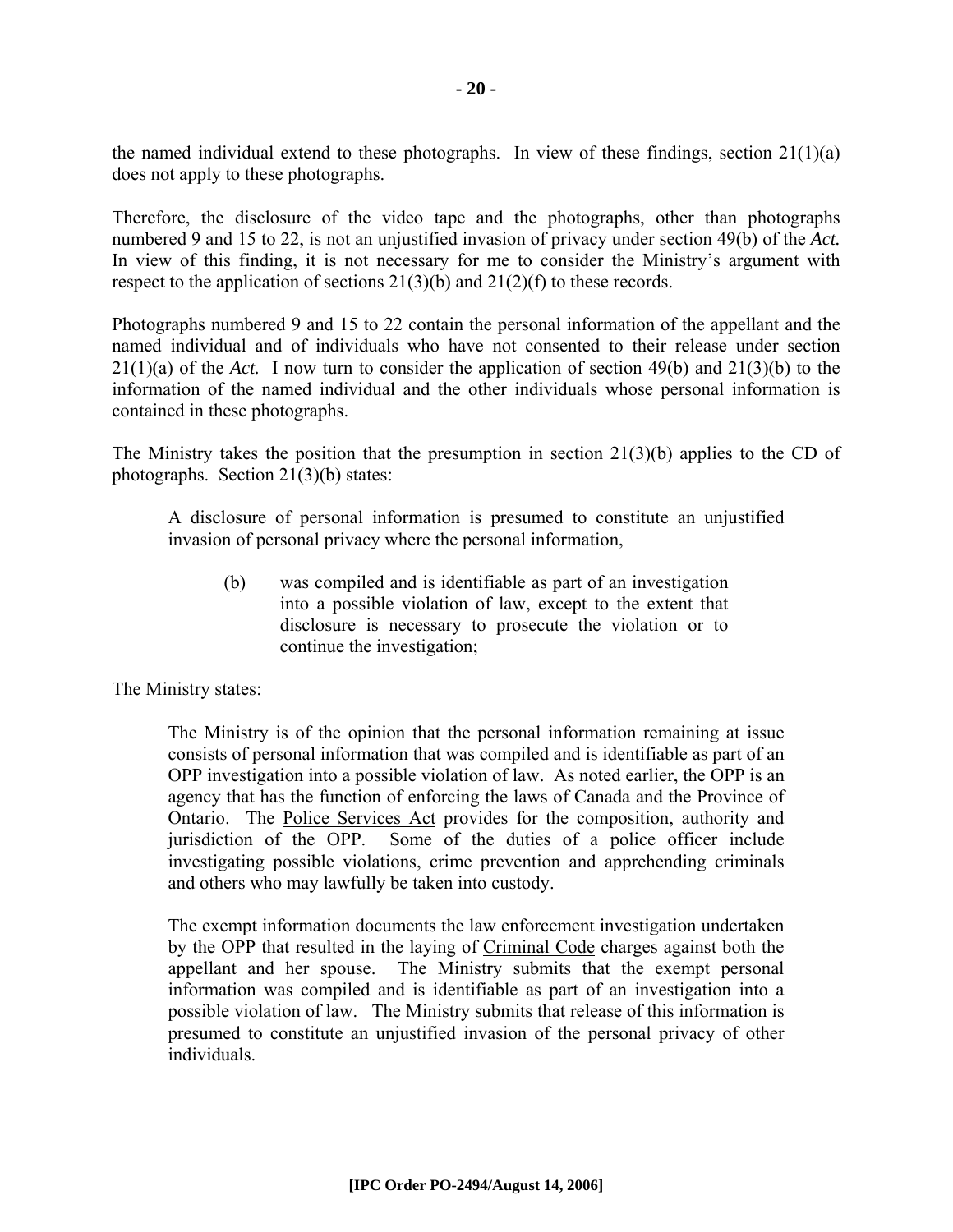the named individual extend to these photographs. In view of these findings, section 21(1)(a) does not apply to these photographs.

Therefore, the disclosure of the video tape and the photographs, other than photographs numbered 9 and 15 to 22, is not an unjustified invasion of privacy under section 49(b) of the *Act.* In view of this finding, it is not necessary for me to consider the Ministry's argument with respect to the application of sections 21(3)(b) and 21(2)(f) to these records.

Photographs numbered 9 and 15 to 22 contain the personal information of the appellant and the named individual and of individuals who have not consented to their release under section 21(1)(a) of the *Act.* I now turn to consider the application of section 49(b) and 21(3)(b) to the information of the named individual and the other individuals whose personal information is contained in these photographs.

The Ministry takes the position that the presumption in section 21(3)(b) applies to the CD of photographs. Section 21(3)(b) states:

> A disclosure of personal information is presumed to constitute an unjustified invasion of personal privacy where the personal information,
>
> (b) was compiled and is identifiable as part of an investigation into a possible violation of law, except to the extent that disclosure is necessary to prosecute the violation or to continue the investigation;

The Ministry states:

> The Ministry is of the opinion that the personal information remaining at issue consists of personal information that was compiled and is identifiable as part of an OPP investigation into a possible violation of law. As noted earlier, the OPP is an agency that has the function of enforcing the laws of Canada and the Province of Ontario. The Police Services Act provides for the composition, authority and jurisdiction of the OPP. Some of the duties of a police officer include investigating possible violations, crime prevention and apprehending criminals and others who may lawfully be taken into custody.
>
> The exempt information documents the law enforcement investigation undertaken by the OPP that resulted in the laying of Criminal Code charges against both the appellant and her spouse. The Ministry submits that the exempt personal information was compiled and is identifiable as part of an investigation into a possible violation of law. The Ministry submits that release of this information is presumed to constitute an unjustified invasion of the personal privacy of other individuals.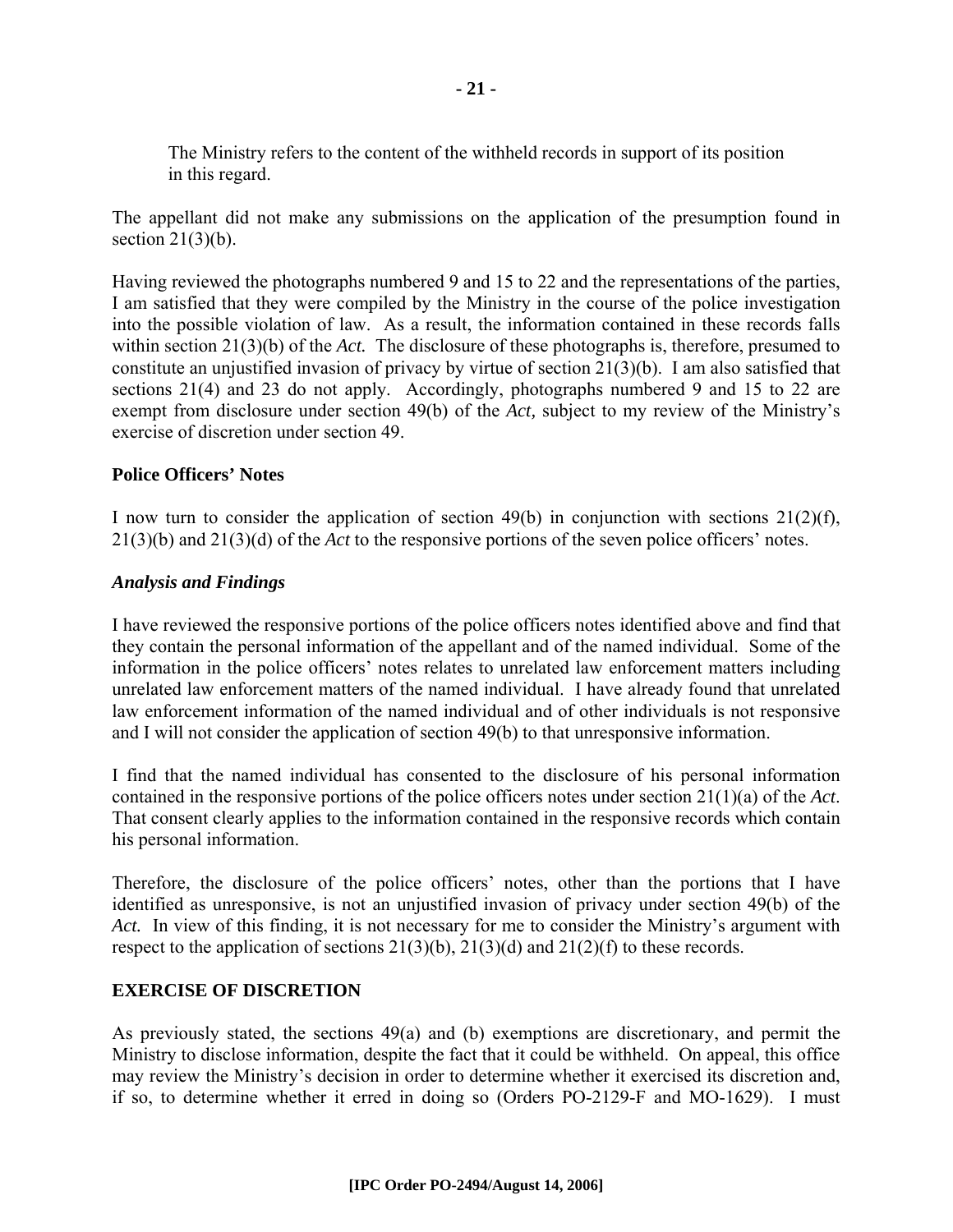The Ministry refers to the content of the withheld records in support of its position in this regard.

The appellant did not make any submissions on the application of the presumption found in section 21(3)(b).

Having reviewed the photographs numbered 9 and 15 to 22 and the representations of the parties, I am satisfied that they were compiled by the Ministry in the course of the police investigation into the possible violation of law. As a result, the information contained in these records falls within section 21(3)(b) of the *Act.* The disclosure of these photographs is, therefore, presumed to constitute an unjustified invasion of privacy by virtue of section 21(3)(b). I am also satisfied that sections 21(4) and 23 do not apply. Accordingly, photographs numbered 9 and 15 to 22 are exempt from disclosure under section 49(b) of the *Act,* subject to my review of the Ministry's exercise of discretion under section 49.

**Police Officers' Notes**

I now turn to consider the application of section 49(b) in conjunction with sections 21(2)(f), 21(3)(b) and 21(3)(d) of the *Act* to the responsive portions of the seven police officers' notes.

***Analysis and Findings***

I have reviewed the responsive portions of the police officers notes identified above and find that they contain the personal information of the appellant and of the named individual. Some of the information in the police officers' notes relates to unrelated law enforcement matters including unrelated law enforcement matters of the named individual. I have already found that unrelated law enforcement information of the named individual and of other individuals is not responsive and I will not consider the application of section 49(b) to that unresponsive information.

I find that the named individual has consented to the disclosure of his personal information contained in the responsive portions of the police officers notes under section 21(1)(a) of the *Act*. That consent clearly applies to the information contained in the responsive records which contain his personal information.

Therefore, the disclosure of the police officers' notes, other than the portions that I have identified as unresponsive, is not an unjustified invasion of privacy under section 49(b) of the *Act.* In view of this finding, it is not necessary for me to consider the Ministry's argument with respect to the application of sections 21(3)(b), 21(3)(d) and 21(2)(f) to these records.

**EXERCISE OF DISCRETION**

As previously stated, the sections 49(a) and (b) exemptions are discretionary, and permit the Ministry to disclose information, despite the fact that it could be withheld. On appeal, this office may review the Ministry's decision in order to determine whether it exercised its discretion and, if so, to determine whether it erred in doing so (Orders PO-2129-F and MO-1629). I must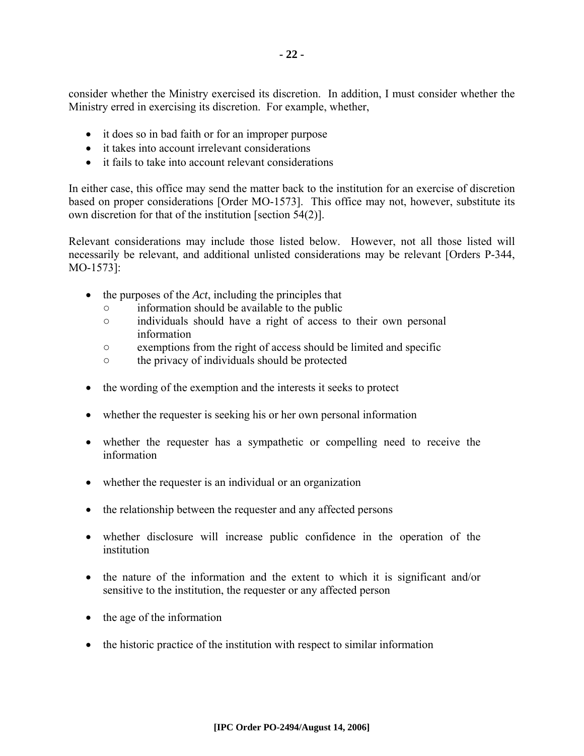consider whether the Ministry exercised its discretion. In addition, I must consider whether the Ministry erred in exercising its discretion. For example, whether,

- it does so in bad faith or for an improper purpose
- it takes into account irrelevant considerations
- it fails to take into account relevant considerations

In either case, this office may send the matter back to the institution for an exercise of discretion based on proper considerations [Order MO-1573]. This office may not, however, substitute its own discretion for that of the institution [section 54(2)].

Relevant considerations may include those listed below. However, not all those listed will necessarily be relevant, and additional unlisted considerations may be relevant [Orders P-344, MO-1573]:

- the purposes of the *Act*, including the principles that
  - information should be available to the public
  - individuals should have a right of access to their own personal information
  - exemptions from the right of access should be limited and specific
  - the privacy of individuals should be protected

- the wording of the exemption and the interests it seeks to protect

- whether the requester is seeking his or her own personal information

- whether the requester has a sympathetic or compelling need to receive the information

- whether the requester is an individual or an organization

- the relationship between the requester and any affected persons

- whether disclosure will increase public confidence in the operation of the institution

- the nature of the information and the extent to which it is significant and/or sensitive to the institution, the requester or any affected person

- the age of the information

- the historic practice of the institution with respect to similar information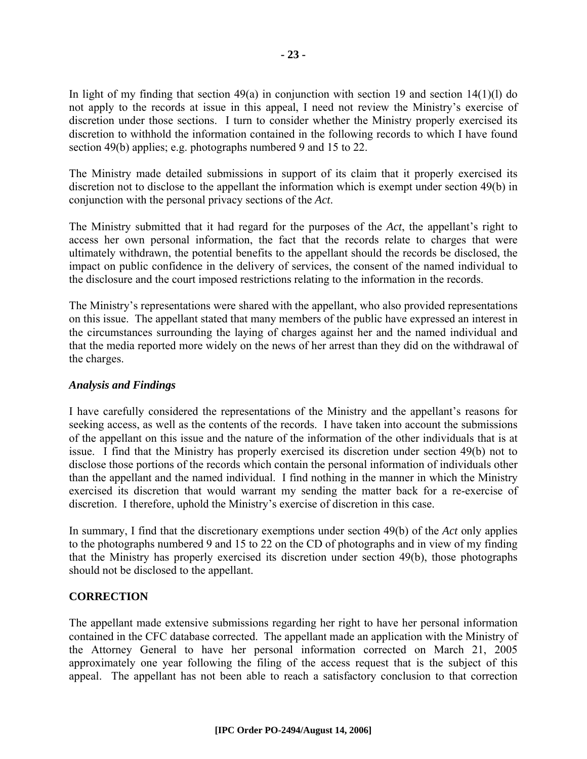In light of my finding that section 49(a) in conjunction with section 19 and section 14(1)(l) do not apply to the records at issue in this appeal, I need not review the Ministry's exercise of discretion under those sections. I turn to consider whether the Ministry properly exercised its discretion to withhold the information contained in the following records to which I have found section 49(b) applies; e.g. photographs numbered 9 and 15 to 22.

The Ministry made detailed submissions in support of its claim that it properly exercised its discretion not to disclose to the appellant the information which is exempt under section 49(b) in conjunction with the personal privacy sections of the *Act*.

The Ministry submitted that it had regard for the purposes of the *Act*, the appellant's right to access her own personal information, the fact that the records relate to charges that were ultimately withdrawn, the potential benefits to the appellant should the records be disclosed, the impact on public confidence in the delivery of services, the consent of the named individual to the disclosure and the court imposed restrictions relating to the information in the records.

The Ministry's representations were shared with the appellant, who also provided representations on this issue. The appellant stated that many members of the public have expressed an interest in the circumstances surrounding the laying of charges against her and the named individual and that the media reported more widely on the news of her arrest than they did on the withdrawal of the charges.

### *Analysis and Findings*

I have carefully considered the representations of the Ministry and the appellant's reasons for seeking access, as well as the contents of the records. I have taken into account the submissions of the appellant on this issue and the nature of the information of the other individuals that is at issue. I find that the Ministry has properly exercised its discretion under section 49(b) not to disclose those portions of the records which contain the personal information of individuals other than the appellant and the named individual. I find nothing in the manner in which the Ministry exercised its discretion that would warrant my sending the matter back for a re-exercise of discretion. I therefore, uphold the Ministry's exercise of discretion in this case.

In summary, I find that the discretionary exemptions under section 49(b) of the *Act* only applies to the photographs numbered 9 and 15 to 22 on the CD of photographs and in view of my finding that the Ministry has properly exercised its discretion under section 49(b), those photographs should not be disclosed to the appellant.

## CORRECTION

The appellant made extensive submissions regarding her right to have her personal information contained in the CFC database corrected. The appellant made an application with the Ministry of the Attorney General to have her personal information corrected on March 21, 2005 approximately one year following the filing of the access request that is the subject of this appeal. The appellant has not been able to reach a satisfactory conclusion to that correction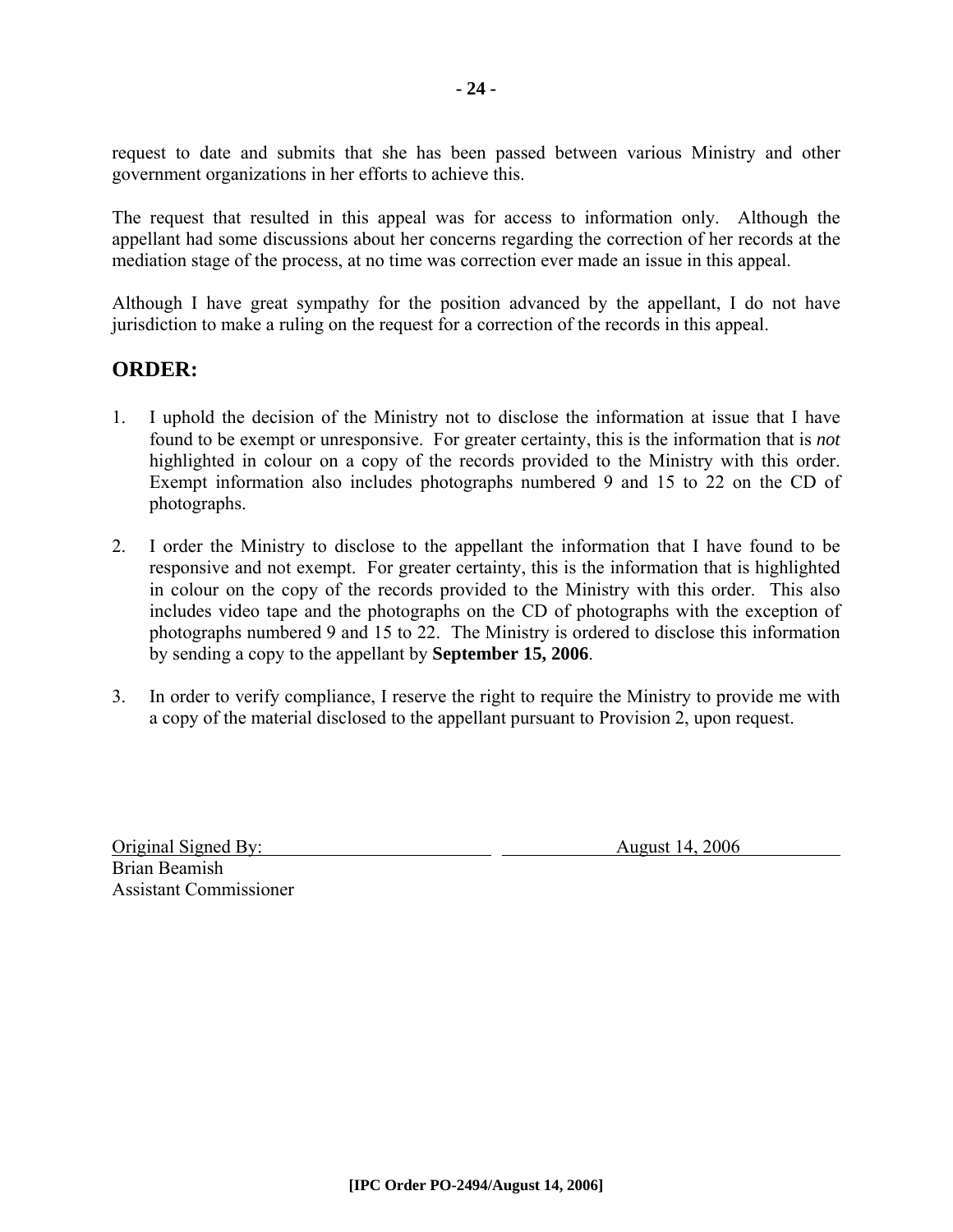request to date and submits that she has been passed between various Ministry and other government organizations in her efforts to achieve this.

The request that resulted in this appeal was for access to information only. Although the appellant had some discussions about her concerns regarding the correction of her records at the mediation stage of the process, at no time was correction ever made an issue in this appeal.

Although I have great sympathy for the position advanced by the appellant, I do not have jurisdiction to make a ruling on the request for a correction of the records in this appeal.

## ORDER:

1. I uphold the decision of the Ministry not to disclose the information at issue that I have found to be exempt or unresponsive. For greater certainty, this is the information that is *not* highlighted in colour on a copy of the records provided to the Ministry with this order. Exempt information also includes photographs numbered 9 and 15 to 22 on the CD of photographs.

2. I order the Ministry to disclose to the appellant the information that I have found to be responsive and not exempt. For greater certainty, this is the information that is highlighted in colour on the copy of the records provided to the Ministry with this order. This also includes video tape and the photographs on the CD of photographs with the exception of photographs numbered 9 and 15 to 22. The Ministry is ordered to disclose this information by sending a copy to the appellant by **September 15, 2006**.

3. In order to verify compliance, I reserve the right to require the Ministry to provide me with a copy of the material disclosed to the appellant pursuant to Provision 2, upon request.

Original Signed By: August 14, 2006
Brian Beamish
Assistant Commissioner